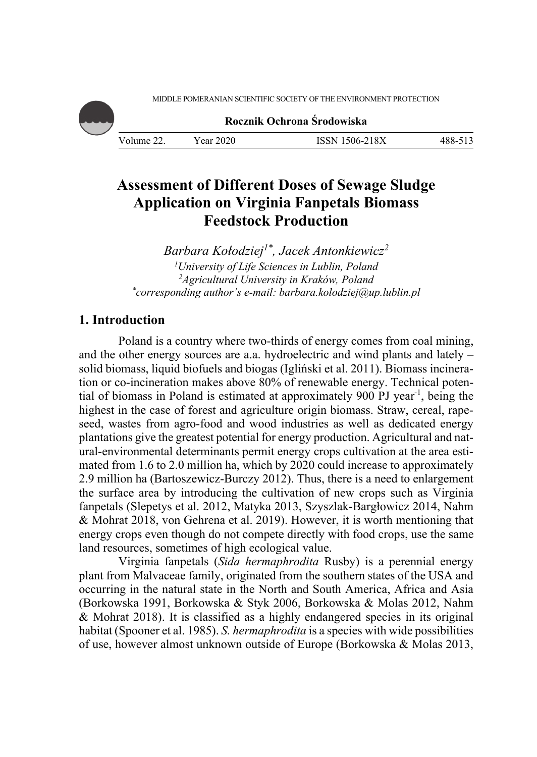MIDDLE POMERANIAN SCIENTIFIC SOCIETY OF THE ENVIRONMENT PROTECTION

**Rocznik Ochrona Środowiska**

# Assessment of Different Doses of Sewage Sludge Application on Virginia Fanpetals Biomass Feedstock Production

*Barbara Kołodziej[1*], Jacek Antonkiewicz[2]*

*[1]University of Life Sciences in Lublin, Poland*
*[2]Agricultural University in Kraków, Poland*
*[*]corresponding author's e-mail: barbara.kolodziej@up.lublin.pl*

## 1. Introduction

Poland is a country where two-thirds of energy comes from coal mining, and the other energy sources are a.a. hydroelectric and wind plants and lately – solid biomass, liquid biofuels and biogas (Igliński et al. 2011). Biomass incineration or co-incineration makes above 80% of renewable energy. Technical potential of biomass in Poland is estimated at approximately 900 PJ year$^{-1}$, being the highest in the case of forest and agriculture origin biomass. Straw, cereal, rapeseed, wastes from agro-food and wood industries as well as dedicated energy plantations give the greatest potential for energy production. Agricultural and natural-environmental determinants permit energy crops cultivation at the area estimated from 1.6 to 2.0 million ha, which by 2020 could increase to approximately 2.9 million ha (Bartoszewicz-Burczy 2012). Thus, there is a need to enlargement the surface area by introducing the cultivation of new crops such as Virginia fanpetals (Slepetys et al. 2012, Matyka 2013, Szyszlak-Bargłowicz 2014, Nahm & Mohrat 2018, von Gehrena et al. 2019). However, it is worth mentioning that energy crops even though do not compete directly with food crops, use the same land resources, sometimes of high ecological value.

Virginia fanpetals (*Sida hermaphrodita* Rusby) is a perennial energy plant from Malvaceae family, originated from the southern states of the USA and occurring in the natural state in the North and South America, Africa and Asia (Borkowska 1991, Borkowska & Styk 2006, Borkowska & Molas 2012, Nahm & Mohrat 2018). It is classified as a highly endangered species in its original habitat (Spooner et al. 1985). *S. hermaphrodita* is a species with wide possibilities of use, however almost unknown outside of Europe (Borkowska & Molas 2013,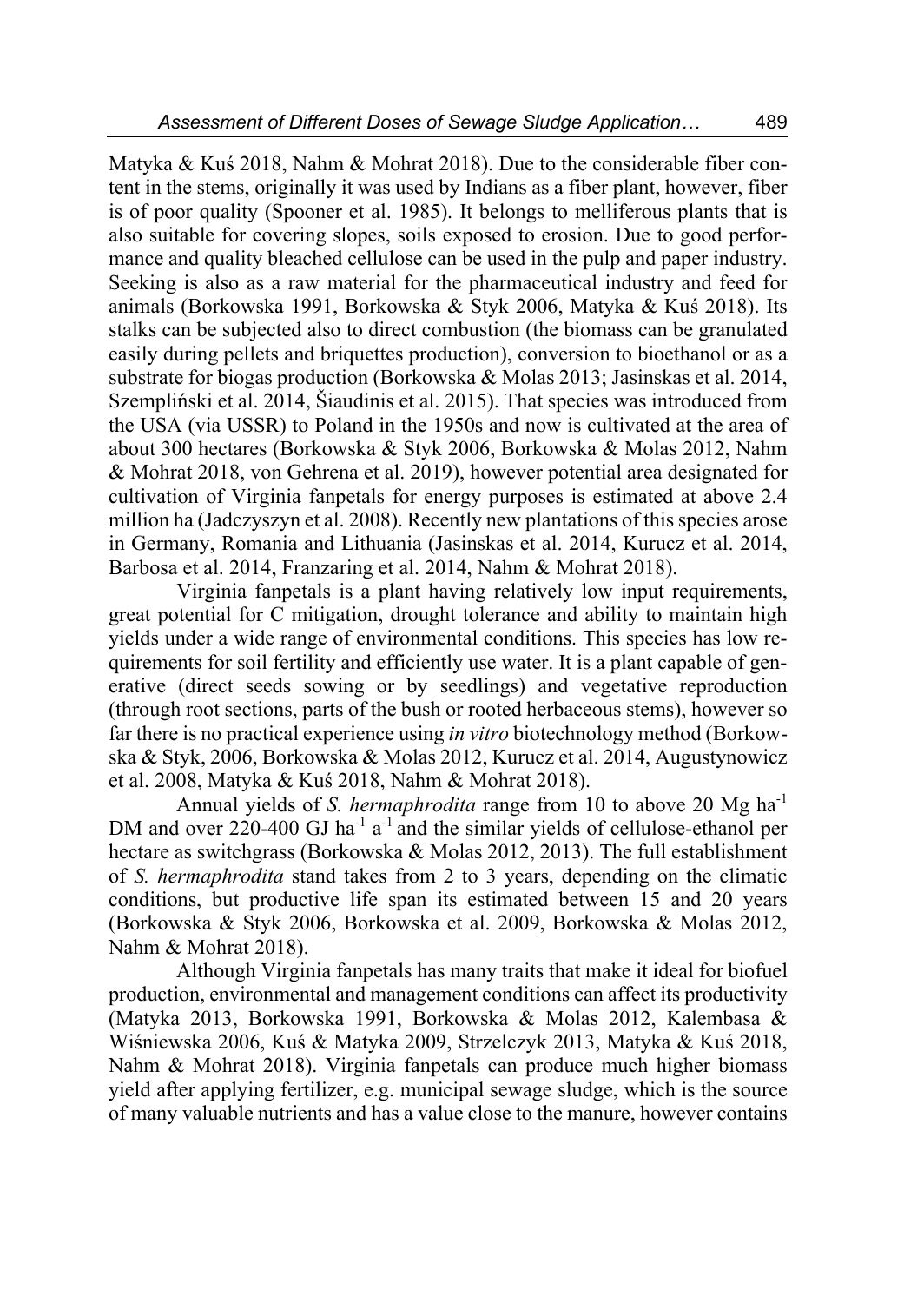Matyka & Kuś 2018, Nahm & Mohrat 2018). Due to the considerable fiber content in the stems, originally it was used by Indians as a fiber plant, however, fiber is of poor quality (Spooner et al. 1985). It belongs to melliferous plants that is also suitable for covering slopes, soils exposed to erosion. Due to good performance and quality bleached cellulose can be used in the pulp and paper industry. Seeking is also as a raw material for the pharmaceutical industry and feed for animals (Borkowska 1991, Borkowska & Styk 2006, Matyka & Kuś 2018). Its stalks can be subjected also to direct combustion (the biomass can be granulated easily during pellets and briquettes production), conversion to bioethanol or as a substrate for biogas production (Borkowska & Molas 2013; Jasinskas et al. 2014, Szempliński et al. 2014, Šiaudinis et al. 2015). That species was introduced from the USA (via USSR) to Poland in the 1950s and now is cultivated at the area of about 300 hectares (Borkowska & Styk 2006, Borkowska & Molas 2012, Nahm & Mohrat 2018, von Gehrena et al. 2019), however potential area designated for cultivation of Virginia fanpetals for energy purposes is estimated at above 2.4 million ha (Jadczyszyn et al. 2008). Recently new plantations of this species arose in Germany, Romania and Lithuania (Jasinskas et al. 2014, Kurucz et al. 2014, Barbosa et al. 2014, Franzaring et al. 2014, Nahm & Mohrat 2018).

Virginia fanpetals is a plant having relatively low input requirements, great potential for C mitigation, drought tolerance and ability to maintain high yields under a wide range of environmental conditions. This species has low requirements for soil fertility and efficiently use water. It is a plant capable of generative (direct seeds sowing or by seedlings) and vegetative reproduction (through root sections, parts of the bush or rooted herbaceous stems), however so far there is no practical experience using *in vitro* biotechnology method (Borkowska & Styk, 2006, Borkowska & Molas 2012, Kurucz et al. 2014, Augustynowicz et al. 2008, Matyka & Kuś 2018, Nahm & Mohrat 2018).

Annual yields of *S. hermaphrodita* range from 10 to above 20 Mg ha$^{-1}$ DM and over 220-400 GJ ha$^{-1}$ a$^{-1}$ and the similar yields of cellulose-ethanol per hectare as switchgrass (Borkowska & Molas 2012, 2013). The full establishment of *S. hermaphrodita* stand takes from 2 to 3 years, depending on the climatic conditions, but productive life span its estimated between 15 and 20 years (Borkowska & Styk 2006, Borkowska et al. 2009, Borkowska & Molas 2012, Nahm & Mohrat 2018).

Although Virginia fanpetals has many traits that make it ideal for biofuel production, environmental and management conditions can affect its productivity (Matyka 2013, Borkowska 1991, Borkowska & Molas 2012, Kalembasa & Wiśniewska 2006, Kuś & Matyka 2009, Strzelczyk 2013, Matyka & Kuś 2018, Nahm & Mohrat 2018). Virginia fanpetals can produce much higher biomass yield after applying fertilizer, e.g. municipal sewage sludge, which is the source of many valuable nutrients and has a value close to the manure, however contains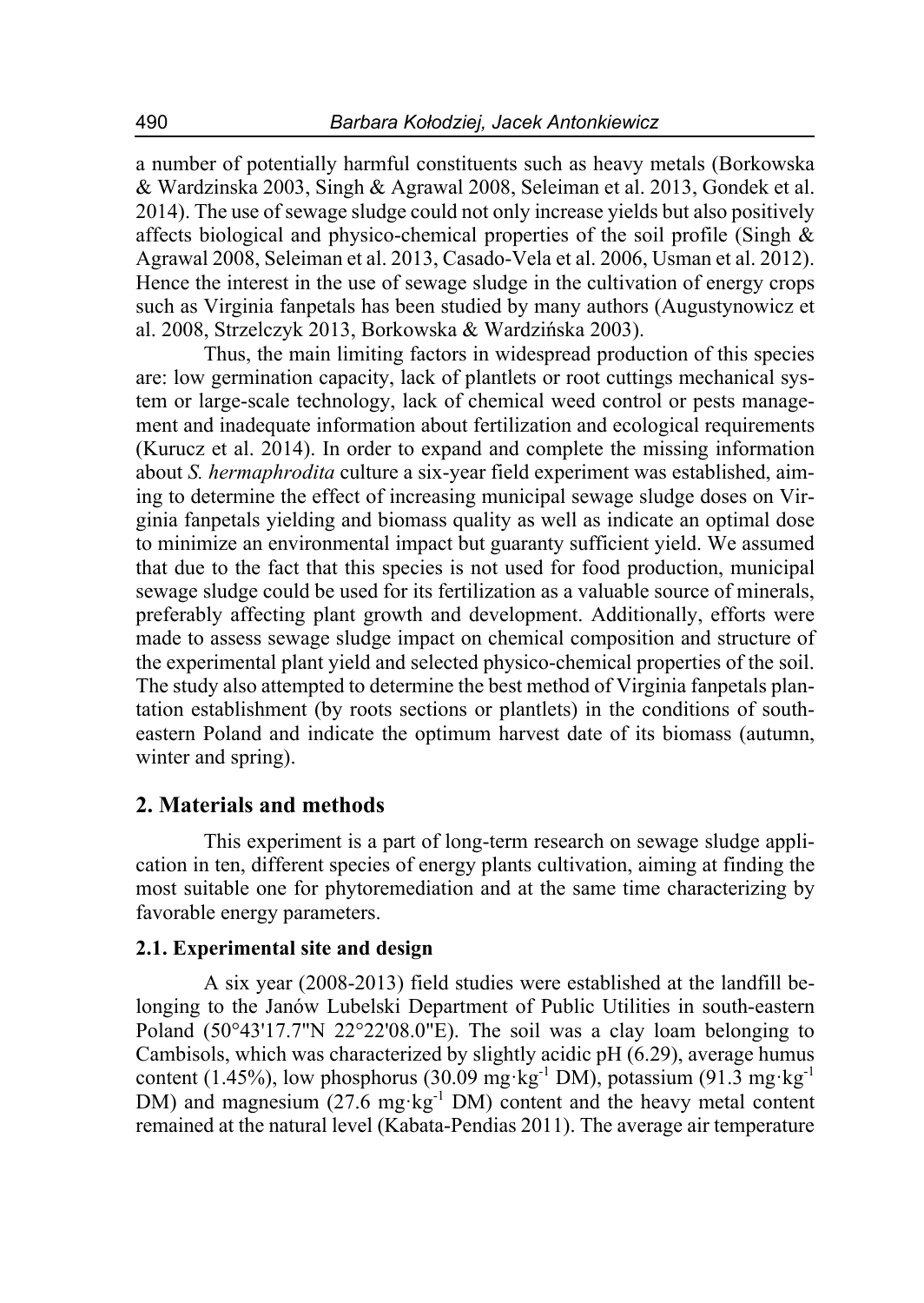a number of potentially harmful constituents such as heavy metals (Borkowska & Wardzinska 2003, Singh & Agrawal 2008, Seleiman et al. 2013, Gondek et al. 2014). The use of sewage sludge could not only increase yields but also positively affects biological and physico-chemical properties of the soil profile (Singh & Agrawal 2008, Seleiman et al. 2013, Casado-Vela et al. 2006, Usman et al. 2012). Hence the interest in the use of sewage sludge in the cultivation of energy crops such as Virginia fanpetals has been studied by many authors (Augustynowicz et al. 2008, Strzelczyk 2013, Borkowska & Wardzińska 2003).

Thus, the main limiting factors in widespread production of this species are: low germination capacity, lack of plantlets or root cuttings mechanical system or large-scale technology, lack of chemical weed control or pests management and inadequate information about fertilization and ecological requirements (Kurucz et al. 2014). In order to expand and complete the missing information about *S. hermaphrodita* culture a six-year field experiment was established, aiming to determine the effect of increasing municipal sewage sludge doses on Virginia fanpetals yielding and biomass quality as well as indicate an optimal dose to minimize an environmental impact but guaranty sufficient yield. We assumed that due to the fact that this species is not used for food production, municipal sewage sludge could be used for its fertilization as a valuable source of minerals, preferably affecting plant growth and development. Additionally, efforts were made to assess sewage sludge impact on chemical composition and structure of the experimental plant yield and selected physico-chemical properties of the soil. The study also attempted to determine the best method of Virginia fanpetals plantation establishment (by roots sections or plantlets) in the conditions of south-eastern Poland and indicate the optimum harvest date of its biomass (autumn, winter and spring).

## 2. Materials and methods

This experiment is a part of long-term research on sewage sludge application in ten, different species of energy plants cultivation, aiming at finding the most suitable one for phytoremediation and at the same time characterizing by favorable energy parameters.

### 2.1. Experimental site and design

A six year (2008-2013) field studies were established at the landfill belonging to the Janów Lubelski Department of Public Utilities in south-eastern Poland (50°43'17.7"N 22°22'08.0"E). The soil was a clay loam belonging to Cambisols, which was characterized by slightly acidic pH (6.29), average humus content (1.45%), low phosphorus (30.09 mg·kg$^{-1}$ DM), potassium (91.3 mg·kg$^{-1}$ DM) and magnesium (27.6 mg·kg$^{-1}$ DM) content and the heavy metal content remained at the natural level (Kabata-Pendias 2011). The average air temperature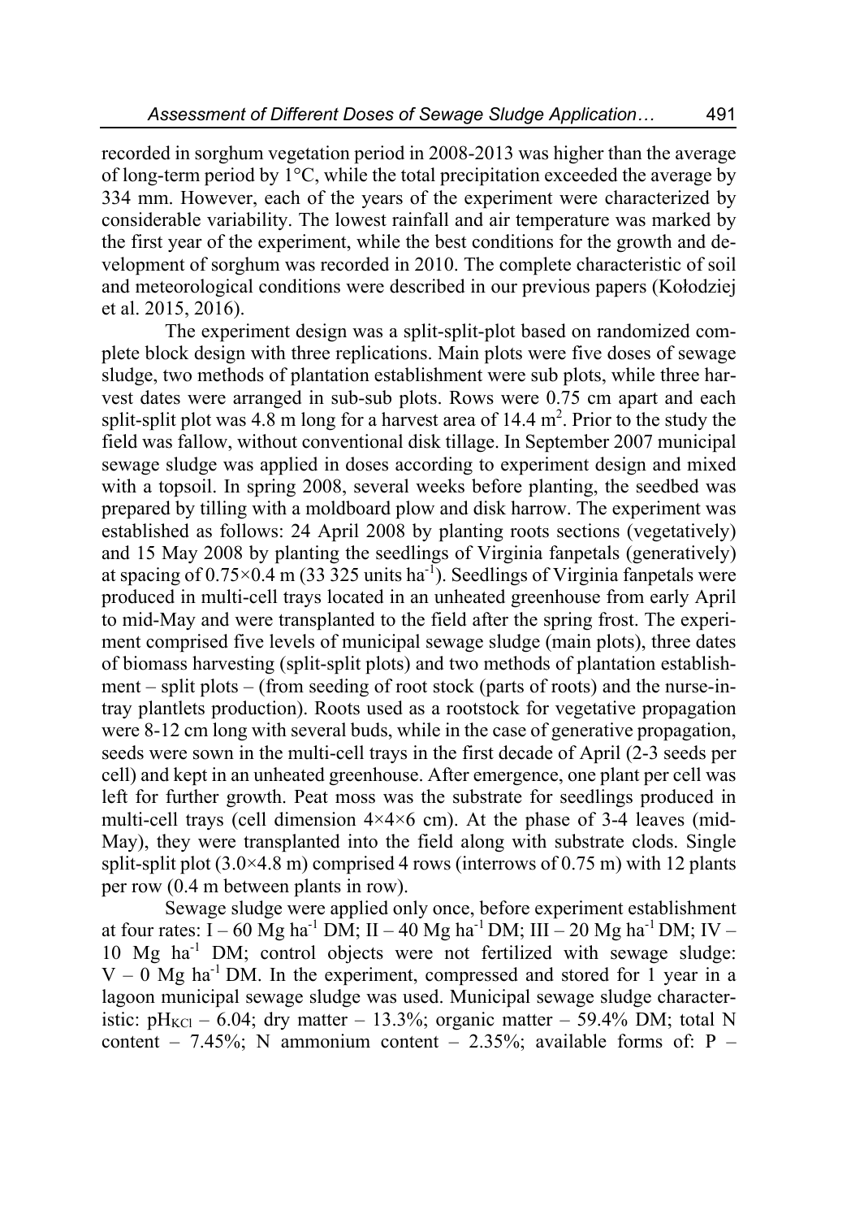recorded in sorghum vegetation period in 2008-2013 was higher than the average of long-term period by 1°C, while the total precipitation exceeded the average by 334 mm. However, each of the years of the experiment were characterized by considerable variability. The lowest rainfall and air temperature was marked by the first year of the experiment, while the best conditions for the growth and development of sorghum was recorded in 2010. The complete characteristic of soil and meteorological conditions were described in our previous papers (Kołodziej et al. 2015, 2016).

The experiment design was a split-split-plot based on randomized complete block design with three replications. Main plots were five doses of sewage sludge, two methods of plantation establishment were sub plots, while three harvest dates were arranged in sub-sub plots. Rows were 0.75 cm apart and each split-split plot was 4.8 m long for a harvest area of 14.4 $m^2$. Prior to the study the field was fallow, without conventional disk tillage. In September 2007 municipal sewage sludge was applied in doses according to experiment design and mixed with a topsoil. In spring 2008, several weeks before planting, the seedbed was prepared by tilling with a moldboard plow and disk harrow. The experiment was established as follows: 24 April 2008 by planting roots sections (vegetatively) and 15 May 2008 by planting the seedlings of Virginia fanpetals (generatively) at spacing of 0.75×0.4 m (33 325 units $ha^{-1}$). Seedlings of Virginia fanpetals were produced in multi-cell trays located in an unheated greenhouse from early April to mid-May and were transplanted to the field after the spring frost. The experiment comprised five levels of municipal sewage sludge (main plots), three dates of biomass harvesting (split-split plots) and two methods of plantation establishment – split plots – (from seeding of root stock (parts of roots) and the nurse-in-tray plantlets production). Roots used as a rootstock for vegetative propagation were 8-12 cm long with several buds, while in the case of generative propagation, seeds were sown in the multi-cell trays in the first decade of April (2-3 seeds per cell) and kept in an unheated greenhouse. After emergence, one plant per cell was left for further growth. Peat moss was the substrate for seedlings produced in multi-cell trays (cell dimension 4×4×6 cm). At the phase of 3-4 leaves (mid-May), they were transplanted into the field along with substrate clods. Single split-split plot (3.0×4.8 m) comprised 4 rows (interrows of 0.75 m) with 12 plants per row (0.4 m between plants in row).

Sewage sludge were applied only once, before experiment establishment at four rates: I – 60 Mg $ha^{-1}$ DM; II – 40 Mg $ha^{-1}$ DM; III – 20 Mg $ha^{-1}$ DM; IV – 10 Mg $ha^{-1}$ DM; control objects were not fertilized with sewage sludge: V – 0 Mg $ha^{-1}$ DM. In the experiment, compressed and stored for 1 year in a lagoon municipal sewage sludge was used. Municipal sewage sludge characteristic: $pH_{KCl}$ – 6.04; dry matter – 13.3%; organic matter – 59.4% DM; total N content – 7.45%; N ammonium content – 2.35%; available forms of: P –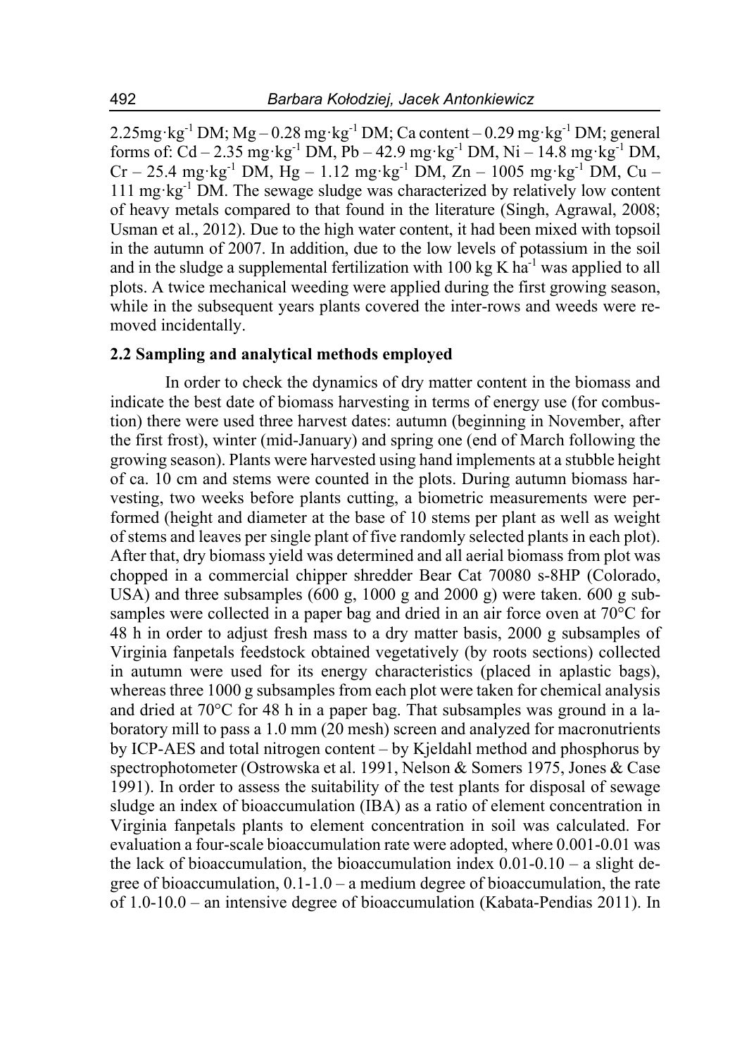2.25mg·kg$^{-1}$ DM; Mg – 0.28 mg·kg$^{-1}$ DM; Ca content – 0.29 mg·kg$^{-1}$ DM; general forms of: Cd – 2.35 mg·kg$^{-1}$ DM, Pb – 42.9 mg·kg$^{-1}$ DM, Ni – 14.8 mg·kg$^{-1}$ DM, Cr – 25.4 mg·kg$^{-1}$ DM, Hg – 1.12 mg·kg$^{-1}$ DM, Zn – 1005 mg·kg$^{-1}$ DM, Cu – 111 mg·kg$^{-1}$ DM. The sewage sludge was characterized by relatively low content of heavy metals compared to that found in the literature (Singh, Agrawal, 2008; Usman et al., 2012). Due to the high water content, it had been mixed with topsoil in the autumn of 2007. In addition, due to the low levels of potassium in the soil and in the sludge a supplemental fertilization with 100 kg K ha$^{-1}$ was applied to all plots. A twice mechanical weeding were applied during the first growing season, while in the subsequent years plants covered the inter-rows and weeds were removed incidentally.

### 2.2 Sampling and analytical methods employed

In order to check the dynamics of dry matter content in the biomass and indicate the best date of biomass harvesting in terms of energy use (for combustion) there were used three harvest dates: autumn (beginning in November, after the first frost), winter (mid-January) and spring one (end of March following the growing season). Plants were harvested using hand implements at a stubble height of ca. 10 cm and stems were counted in the plots. During autumn biomass harvesting, two weeks before plants cutting, a biometric measurements were performed (height and diameter at the base of 10 stems per plant as well as weight of stems and leaves per single plant of five randomly selected plants in each plot). After that, dry biomass yield was determined and all aerial biomass from plot was chopped in a commercial chipper shredder Bear Cat 70080 s-8HP (Colorado, USA) and three subsamples (600 g, 1000 g and 2000 g) were taken. 600 g subsamples were collected in a paper bag and dried in an air force oven at 70°C for 48 h in order to adjust fresh mass to a dry matter basis, 2000 g subsamples of Virginia fanpetals feedstock obtained vegetatively (by roots sections) collected in autumn were used for its energy characteristics (placed in aplastic bags), whereas three 1000 g subsamples from each plot were taken for chemical analysis and dried at 70°C for 48 h in a paper bag. That subsamples was ground in a laboratory mill to pass a 1.0 mm (20 mesh) screen and analyzed for macronutrients by ICP-AES and total nitrogen content – by Kjeldahl method and phosphorus by spectrophotometer (Ostrowska et al. 1991, Nelson & Somers 1975, Jones & Case 1991). In order to assess the suitability of the test plants for disposal of sewage sludge an index of bioaccumulation (IBA) as a ratio of element concentration in Virginia fanpetals plants to element concentration in soil was calculated. For evaluation a four-scale bioaccumulation rate were adopted, where 0.001-0.01 was the lack of bioaccumulation, the bioaccumulation index 0.01-0.10 – a slight degree of bioaccumulation, 0.1-1.0 – a medium degree of bioaccumulation, the rate of 1.0-10.0 – an intensive degree of bioaccumulation (Kabata-Pendias 2011). In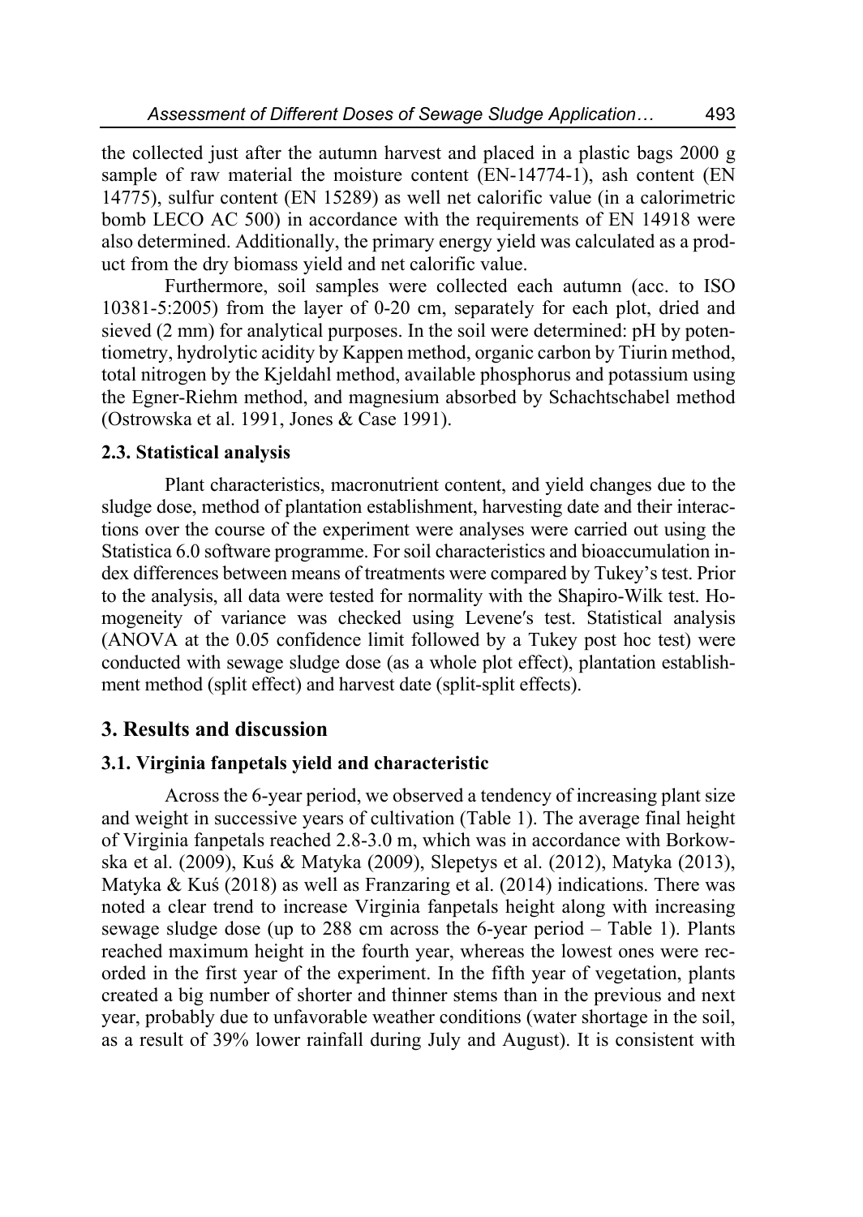the collected just after the autumn harvest and placed in a plastic bags 2000 g sample of raw material the moisture content (EN-14774-1), ash content (EN 14775), sulfur content (EN 15289) as well net calorific value (in a calorimetric bomb LECO AC 500) in accordance with the requirements of EN 14918 were also determined. Additionally, the primary energy yield was calculated as a product from the dry biomass yield and net calorific value.

Furthermore, soil samples were collected each autumn (acc. to ISO 10381-5:2005) from the layer of 0-20 cm, separately for each plot, dried and sieved (2 mm) for analytical purposes. In the soil were determined: pH by potentiometry, hydrolytic acidity by Kappen method, organic carbon by Tiurin method, total nitrogen by the Kjeldahl method, available phosphorus and potassium using the Egner-Riehm method, and magnesium absorbed by Schachtschabel method (Ostrowska et al. 1991, Jones & Case 1991).

### 2.3. Statistical analysis

Plant characteristics, macronutrient content, and yield changes due to the sludge dose, method of plantation establishment, harvesting date and their interactions over the course of the experiment were analyses were carried out using the Statistica 6.0 software programme. For soil characteristics and bioaccumulation index differences between means of treatments were compared by Tukey's test. Prior to the analysis, all data were tested for normality with the Shapiro-Wilk test. Homogeneity of variance was checked using Levene′s test. Statistical analysis (ANOVA at the 0.05 confidence limit followed by a Tukey post hoc test) were conducted with sewage sludge dose (as a whole plot effect), plantation establishment method (split effect) and harvest date (split-split effects).

## 3. Results and discussion

### 3.1. Virginia fanpetals yield and characteristic

Across the 6-year period, we observed a tendency of increasing plant size and weight in successive years of cultivation (Table 1). The average final height of Virginia fanpetals reached 2.8-3.0 m, which was in accordance with Borkowska et al. (2009), Kuś & Matyka (2009), Slepetys et al. (2012), Matyka (2013), Matyka & Kuś (2018) as well as Franzaring et al. (2014) indications. There was noted a clear trend to increase Virginia fanpetals height along with increasing sewage sludge dose (up to 288 cm across the 6-year period – Table 1). Plants reached maximum height in the fourth year, whereas the lowest ones were recorded in the first year of the experiment. In the fifth year of vegetation, plants created a big number of shorter and thinner stems than in the previous and next year, probably due to unfavorable weather conditions (water shortage in the soil, as a result of 39% lower rainfall during July and August). It is consistent with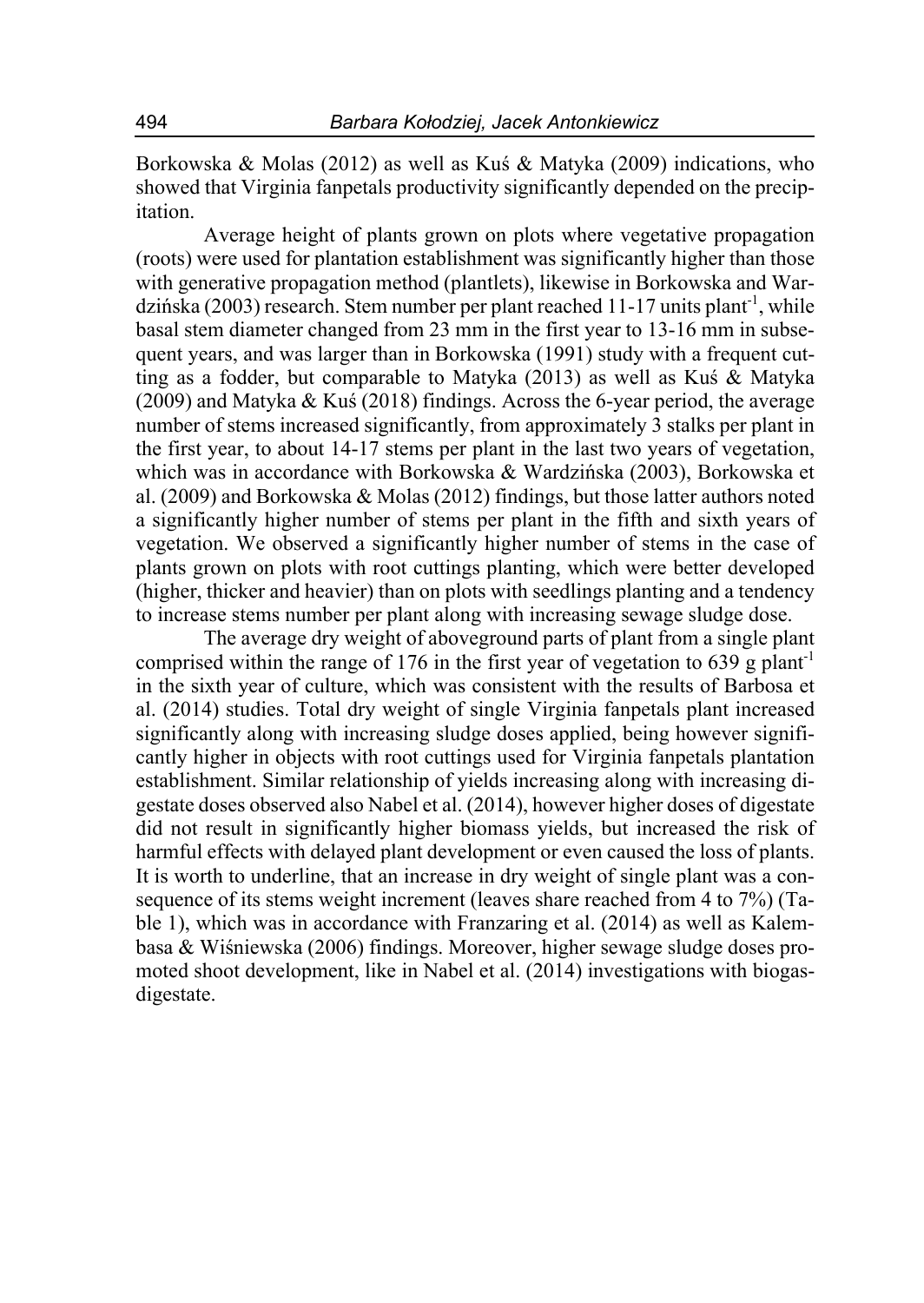Borkowska & Molas (2012) as well as Kuś & Matyka (2009) indications, who showed that Virginia fanpetals productivity significantly depended on the precipitation.

Average height of plants grown on plots where vegetative propagation (roots) were used for plantation establishment was significantly higher than those with generative propagation method (plantlets), likewise in Borkowska and Wardzińska (2003) research. Stem number per plant reached 11-17 units plant$^{-1}$, while basal stem diameter changed from 23 mm in the first year to 13-16 mm in subsequent years, and was larger than in Borkowska (1991) study with a frequent cutting as a fodder, but comparable to Matyka (2013) as well as Kuś & Matyka (2009) and Matyka & Kuś (2018) findings. Across the 6-year period, the average number of stems increased significantly, from approximately 3 stalks per plant in the first year, to about 14-17 stems per plant in the last two years of vegetation, which was in accordance with Borkowska & Wardzińska (2003), Borkowska et al. (2009) and Borkowska & Molas (2012) findings, but those latter authors noted a significantly higher number of stems per plant in the fifth and sixth years of vegetation. We observed a significantly higher number of stems in the case of plants grown on plots with root cuttings planting, which were better developed (higher, thicker and heavier) than on plots with seedlings planting and a tendency to increase stems number per plant along with increasing sewage sludge dose.

The average dry weight of aboveground parts of plant from a single plant comprised within the range of 176 in the first year of vegetation to 639 g plant$^{-1}$ in the sixth year of culture, which was consistent with the results of Barbosa et al. (2014) studies. Total dry weight of single Virginia fanpetals plant increased significantly along with increasing sludge doses applied, being however significantly higher in objects with root cuttings used for Virginia fanpetals plantation establishment. Similar relationship of yields increasing along with increasing digestate doses observed also Nabel et al. (2014), however higher doses of digestate did not result in significantly higher biomass yields, but increased the risk of harmful effects with delayed plant development or even caused the loss of plants. It is worth to underline, that an increase in dry weight of single plant was a consequence of its stems weight increment (leaves share reached from 4 to 7%) (Table 1), which was in accordance with Franzaring et al. (2014) as well as Kalembasa & Wiśniewska (2006) findings. Moreover, higher sewage sludge doses promoted shoot development, like in Nabel et al. (2014) investigations with biogas-digestate.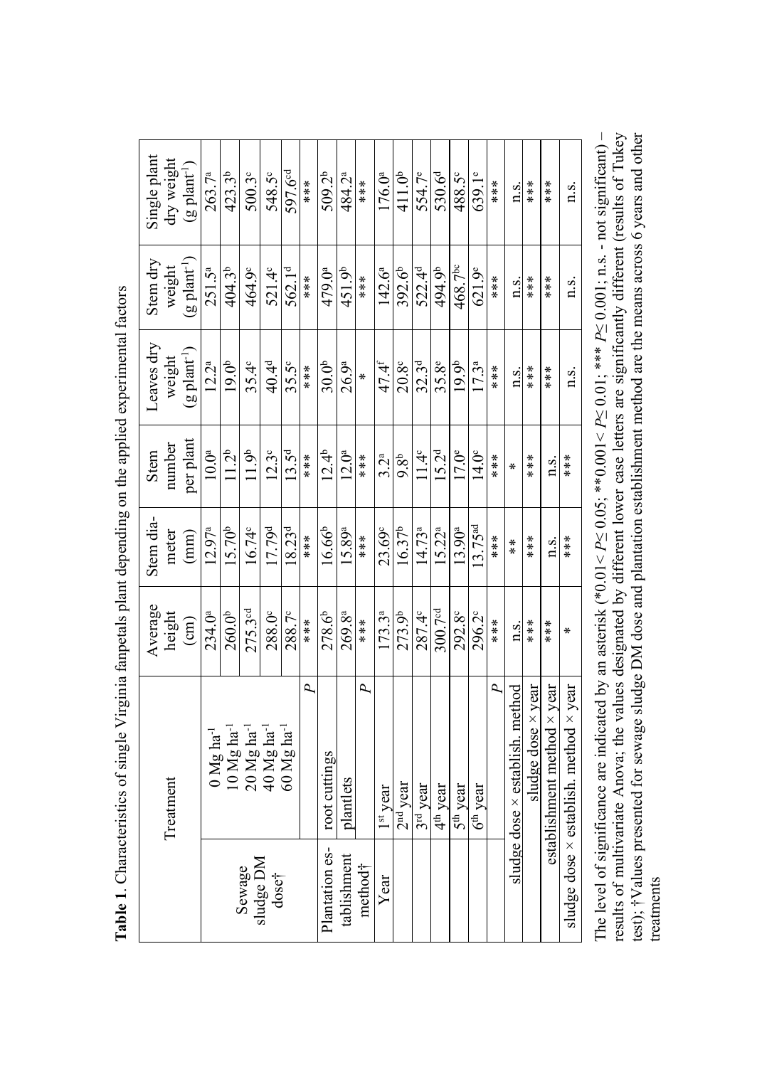**Table 1**. Characteristics of single Virginia fanpetals plant depending on the applied experimental factors

| Treatment | | Average height (cm) | Stem diameter (mm) | Stem number per plant | Leaves dry weight (g plant$^{-1}$) | Stem dry weight (g plant$^{-1}$) | Single plant dry weight (g plant$^{-1}$) |
|---|---|---|---|---|---|---|---|
| Sewage sludge DM dose† | 0 Mg ha$^{-1}$ | 234.0$^{a}$ | 12.97$^{a}$ | 10.0$^{a}$ | 12.2$^{a}$ | 251.5$^{a}$ | 263.7$^{a}$ |
| | 10 Mg ha$^{-1}$ | 260.0$^{b}$ | 15.70$^{b}$ | 11.2$^{b}$ | 19.0$^{b}$ | 404.3$^{b}$ | 423.3$^{b}$ |
| | 20 Mg ha$^{-1}$ | 275.3$^{cd}$ | 16.74$^{c}$ | 11.9$^{b}$ | 35.4$^{c}$ | 464.9$^{c}$ | 500.3$^{c}$ |
| | 40 Mg ha$^{-1}$ | 288.0$^{c}$ | 17.79$^{d}$ | 12.3$^{c}$ | 40.4$^{d}$ | 521.4$^{c}$ | 548.5$^{c}$ |
| | 60 Mg ha$^{-1}$ | 288.7$^{c}$ | 18.23$^{d}$ | 13.5$^{d}$ | 35.5$^{c}$ | 562.1$^{d}$ | 597.6$^{cd}$ |
| | *P* | *** | *** | *** | *** | *** | *** |
| Plantation establishment method† | root cuttings | 278.6$^{b}$ | 16.66$^{b}$ | 12.4$^{b}$ | 30.0$^{b}$ | 479.0$^{a}$ | 509.2$^{b}$ |
| | plantlets | 269.8$^{a}$ | 15.89$^{a}$ | 12.0$^{a}$ | 26.9$^{a}$ | 451.9$^{b}$ | 484.2$^{a}$ |
| | *P* | *** | *** | *** | * | *** | *** |
| Year | 1$^{st}$ year | 173.3$^{a}$ | 23.69$^{c}$ | 3.2$^{a}$ | 47.4$^{f}$ | 142.6$^{a}$ | 176.0$^{a}$ |
| | 2$^{nd}$ year | 273.9$^{b}$ | 16.37$^{b}$ | 9.8$^{b}$ | 20.8$^{c}$ | 392.6$^{b}$ | 411.0$^{b}$ |
| | 3$^{rd}$ year | 287.4$^{c}$ | 14.73$^{a}$ | 11.4$^{c}$ | 32.3$^{d}$ | 522.4$^{d}$ | 554.7$^{e}$ |
| | 4$^{th}$ year | 300.7$^{cd}$ | 15.22$^{a}$ | 15.2$^{d}$ | 35.8$^{e}$ | 494.9$^{b}$ | 530.6$^{d}$ |
| | 5$^{th}$ year | 292.8$^{c}$ | 13.90$^{a}$ | 17.0$^{e}$ | 19.9$^{b}$ | 468.7$^{bc}$ | 488.5$^{c}$ |
| | 6$^{th}$ year | 296.2$^{c}$ | 13.75$^{ad}$ | 14.0$^{c}$ | 17.3$^{a}$ | 621.9$^{e}$ | 639.1$^{e}$ |
| | *P* | *** | *** | *** | *** | *** | *** |
| sludge dose × establish. method | | n.s. | ** | * | n.s. | n.s. | n.s. |
| sludge dose × year | | *** | *** | *** | *** | *** | *** |
| establishment method × year | | *** | n.s. | n.s. | *** | *** | *** |
| sludge dose × establish. method × year | | * | *** | *** | n.s. | n.s. | n.s. |

The level of significance are indicated by an asterisk (*$0.01 < P \leq 0.05$; **$0.001 < P \leq 0.01$; *** $P \leq 0.001$; n.s. - not significant) – results of multivariate Anova; the values designated by different lower case letters are significantly different (results of Tukey test); †Values presented for sewage sludge DM dose and plantation establishment method are the means across 6 years and other treatments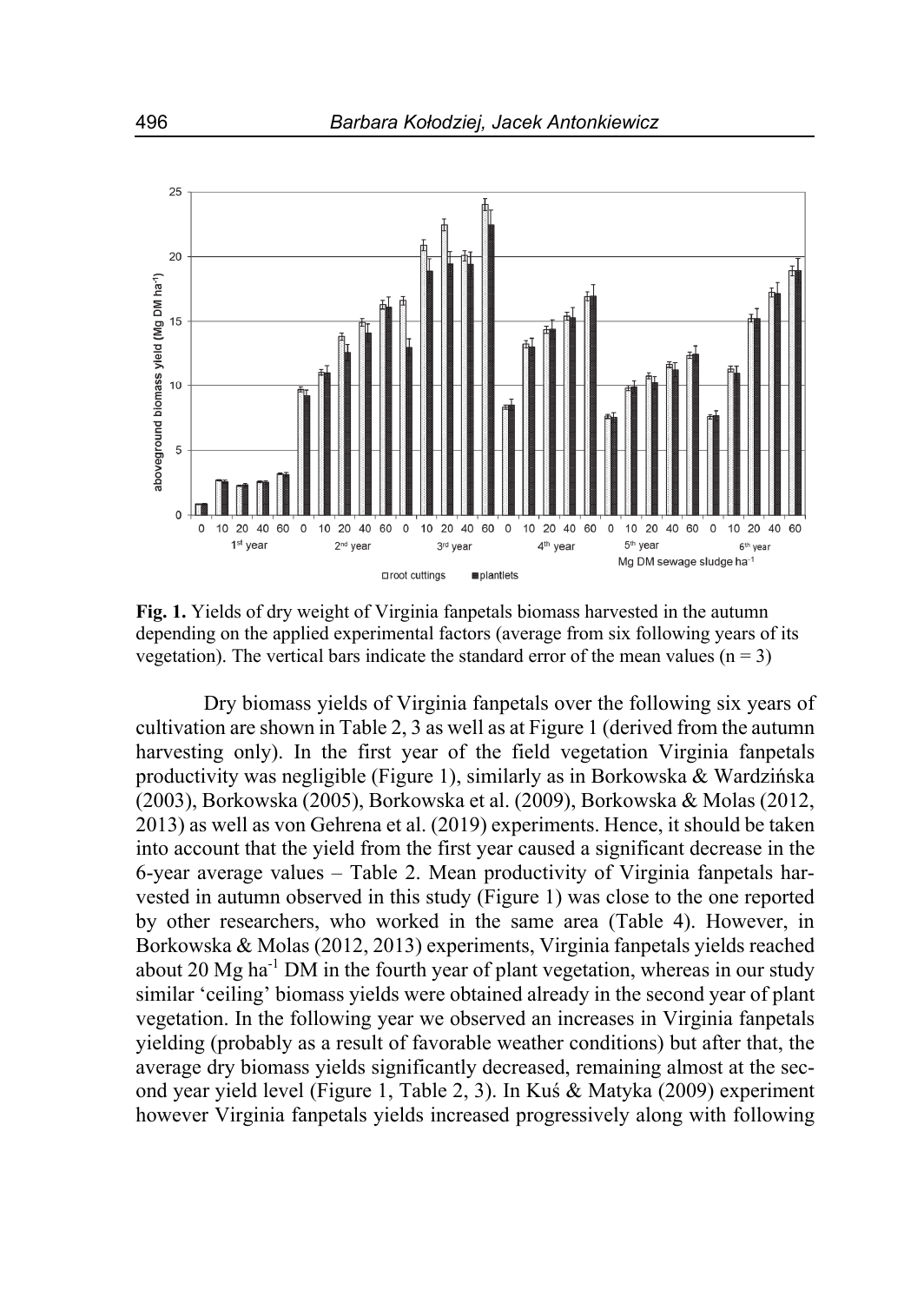25

20

15

10

5

0

aboveground biomass yield (Mg DM ha-1)

0 10 20 40 60 0 10 20 40 60 0 10 20 40 60 0 10 20 40 60 0 10 20 40 60 0 10 20 40 60

1st year

2nd year

3rd year

4th year

5th year

6th year

Mg DM sewage sludge ha-1

□root cuttings ■plantlets

**Fig. 1.** Yields of dry weight of Virginia fanpetals biomass harvested in the autumn depending on the applied experimental factors (average from six following years of its vegetation). The vertical bars indicate the standard error of the mean values (n = 3)

Dry biomass yields of Virginia fanpetals over the following six years of cultivation are shown in Table 2, 3 as well as at Figure 1 (derived from the autumn harvesting only). In the first year of the field vegetation Virginia fanpetals productivity was negligible (Figure 1), similarly as in Borkowska & Wardzińska (2003), Borkowska (2005), Borkowska et al. (2009), Borkowska & Molas (2012, 2013) as well as von Gehrena et al. (2019) experiments. Hence, it should be taken into account that the yield from the first year caused a significant decrease in the 6-year average values – Table 2. Mean productivity of Virginia fanpetals harvested in autumn observed in this study (Figure 1) was close to the one reported by other researchers, who worked in the same area (Table 4). However, in Borkowska & Molas (2012, 2013) experiments, Virginia fanpetals yields reached about 20 Mg ha$^{-1}$ DM in the fourth year of plant vegetation, whereas in our study similar 'ceiling' biomass yields were obtained already in the second year of plant vegetation. In the following year we observed an increases in Virginia fanpetals yielding (probably as a result of favorable weather conditions) but after that, the average dry biomass yields significantly decreased, remaining almost at the second year yield level (Figure 1, Table 2, 3). In Kuś & Matyka (2009) experiment however Virginia fanpetals yields increased progressively along with following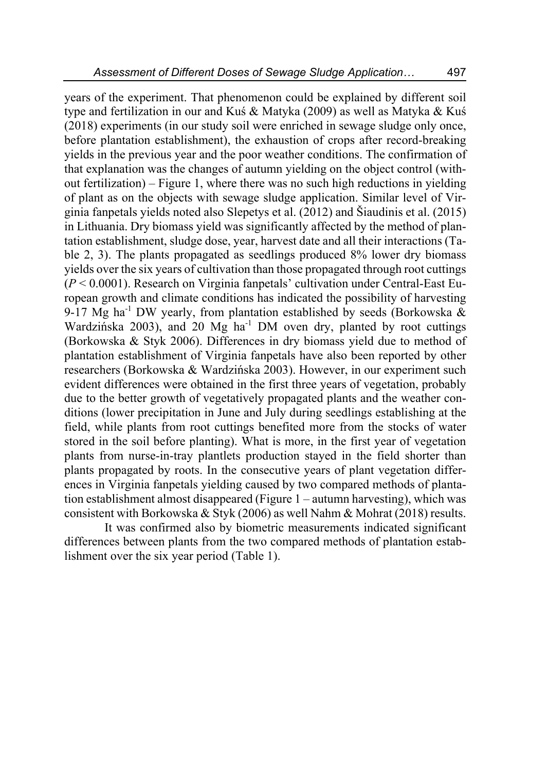years of the experiment. That phenomenon could be explained by different soil type and fertilization in our and Kuś & Matyka (2009) as well as Matyka & Kuś (2018) experiments (in our study soil were enriched in sewage sludge only once, before plantation establishment), the exhaustion of crops after record-breaking yields in the previous year and the poor weather conditions. The confirmation of that explanation was the changes of autumn yielding on the object control (without fertilization) – Figure 1, where there was no such high reductions in yielding of plant as on the objects with sewage sludge application. Similar level of Virginia fanpetals yields noted also Slepetys et al. (2012) and Šiaudinis et al. (2015) in Lithuania. Dry biomass yield was significantly affected by the method of plantation establishment, sludge dose, year, harvest date and all their interactions (Table 2, 3). The plants propagated as seedlings produced 8% lower dry biomass yields over the six years of cultivation than those propagated through root cuttings ($P < 0.0001$). Research on Virginia fanpetals' cultivation under Central-East European growth and climate conditions has indicated the possibility of harvesting 9-17 Mg ha$^{-1}$ DW yearly, from plantation established by seeds (Borkowska & Wardzińska 2003), and 20 Mg ha$^{-1}$ DM oven dry, planted by root cuttings (Borkowska & Styk 2006). Differences in dry biomass yield due to method of plantation establishment of Virginia fanpetals have also been reported by other researchers (Borkowska & Wardzińska 2003). However, in our experiment such evident differences were obtained in the first three years of vegetation, probably due to the better growth of vegetatively propagated plants and the weather conditions (lower precipitation in June and July during seedlings establishing at the field, while plants from root cuttings benefited more from the stocks of water stored in the soil before planting). What is more, in the first year of vegetation plants from nurse-in-tray plantlets production stayed in the field shorter than plants propagated by roots. In the consecutive years of plant vegetation differences in Virginia fanpetals yielding caused by two compared methods of plantation establishment almost disappeared (Figure 1 – autumn harvesting), which was consistent with Borkowska & Styk (2006) as well Nahm & Mohrat (2018) results.

It was confirmed also by biometric measurements indicated significant differences between plants from the two compared methods of plantation establishment over the six year period (Table 1).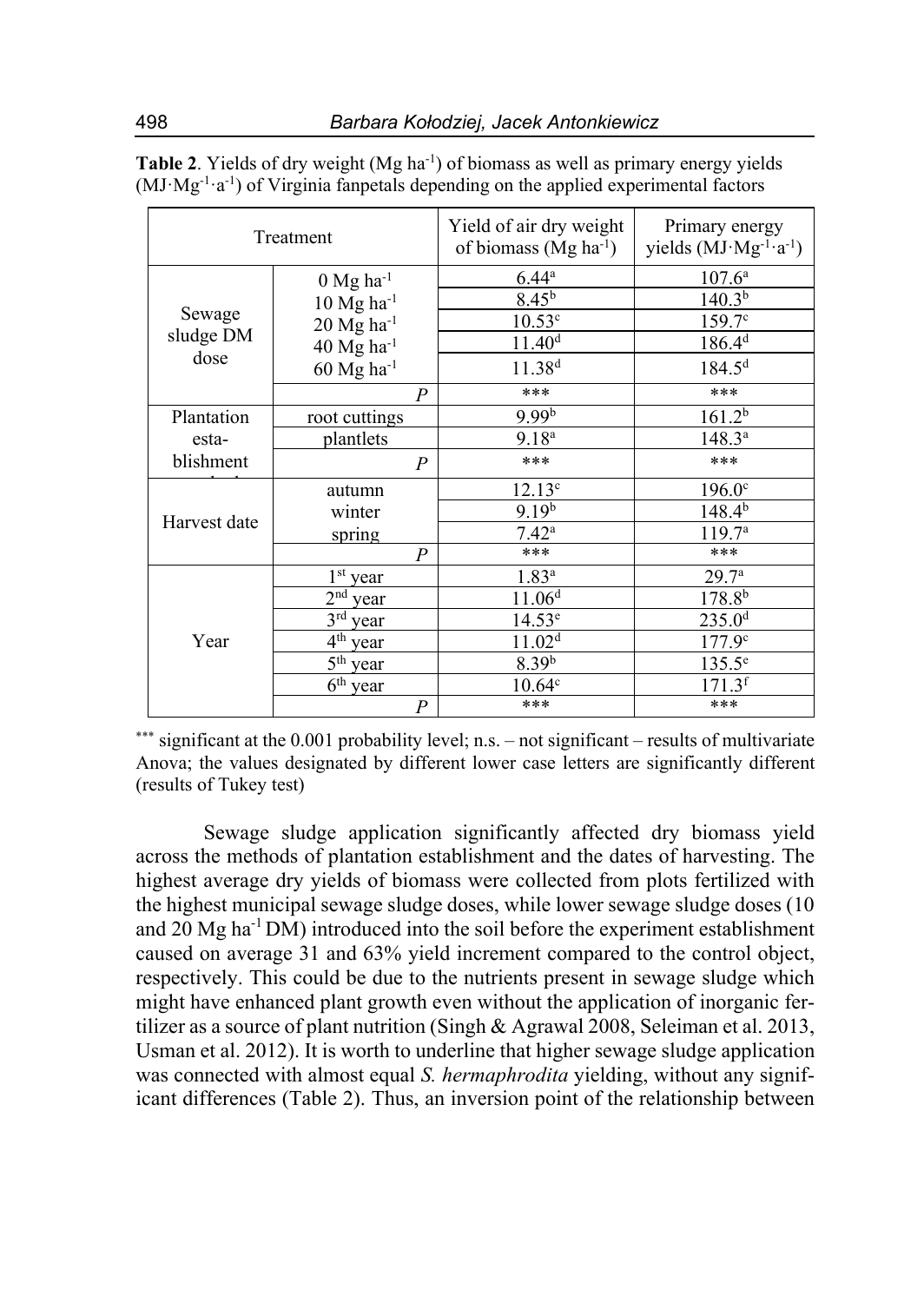**Table 2**. Yields of dry weight (Mg $ha^{-1}$) of biomass as well as primary energy yields ($MJ \cdot Mg^{-1} \cdot a^{-1}$) of Virginia fanpetals depending on the applied experimental factors

| Treatment | | Yield of air dry weight of biomass (Mg $ha^{-1}$) | Primary energy yields ($MJ \cdot Mg^{-1} \cdot a^{-1}$) |
|---|---|---|---|
| Sewage sludge DM dose | 0 Mg $ha^{-1}$ | $6.44^{a}$ | $107.6^{a}$ |
| | 10 Mg $ha^{-1}$ | $8.45^{b}$ | $140.3^{b}$ |
| | 20 Mg $ha^{-1}$ | $10.53^{c}$ | $159.7^{c}$ |
| | 40 Mg $ha^{-1}$ | $11.40^{d}$ | $186.4^{d}$ |
| | 60 Mg $ha^{-1}$ | $11.38^{d}$ | $184.5^{d}$ |
| | *P* | *** | *** |
| Plantation establishment method | root cuttings | $9.99^{b}$ | $161.2^{b}$ |
| | plantlets | $9.18^{a}$ | $148.3^{a}$ |
| | *P* | *** | *** |
| Harvest date | autumn | $12.13^{c}$ | $196.0^{c}$ |
| | winter | $9.19^{b}$ | $148.4^{b}$ |
| | spring | $7.42^{a}$ | $119.7^{a}$ |
| | *P* | *** | *** |
| Year | 1st year | $1.83^{a}$ | $29.7^{a}$ |
| | 2nd year | $11.06^{d}$ | $178.8^{b}$ |
| | 3rd year | $14.53^{e}$ | $235.0^{d}$ |
| | 4th year | $11.02^{d}$ | $177.9^{c}$ |
| | 5th year | $8.39^{b}$ | $135.5^{e}$ |
| | 6th year | $10.64^{c}$ | $171.3^{f}$ |
| | *P* | *** | *** |

*** significant at the 0.001 probability level; n.s. – not significant – results of multivariate Anova; the values designated by different lower case letters are significantly different (results of Tukey test)

Sewage sludge application significantly affected dry biomass yield across the methods of plantation establishment and the dates of harvesting. The highest average dry yields of biomass were collected from plots fertilized with the highest municipal sewage sludge doses, while lower sewage sludge doses (10 and 20 Mg $ha^{-1}$ DM) introduced into the soil before the experiment establishment caused on average 31 and 63% yield increment compared to the control object, respectively. This could be due to the nutrients present in sewage sludge which might have enhanced plant growth even without the application of inorganic fertilizer as a source of plant nutrition (Singh & Agrawal 2008, Seleiman et al. 2013, Usman et al. 2012). It is worth to underline that higher sewage sludge application was connected with almost equal *S. hermaphrodita* yielding, without any significant differences (Table 2). Thus, an inversion point of the relationship between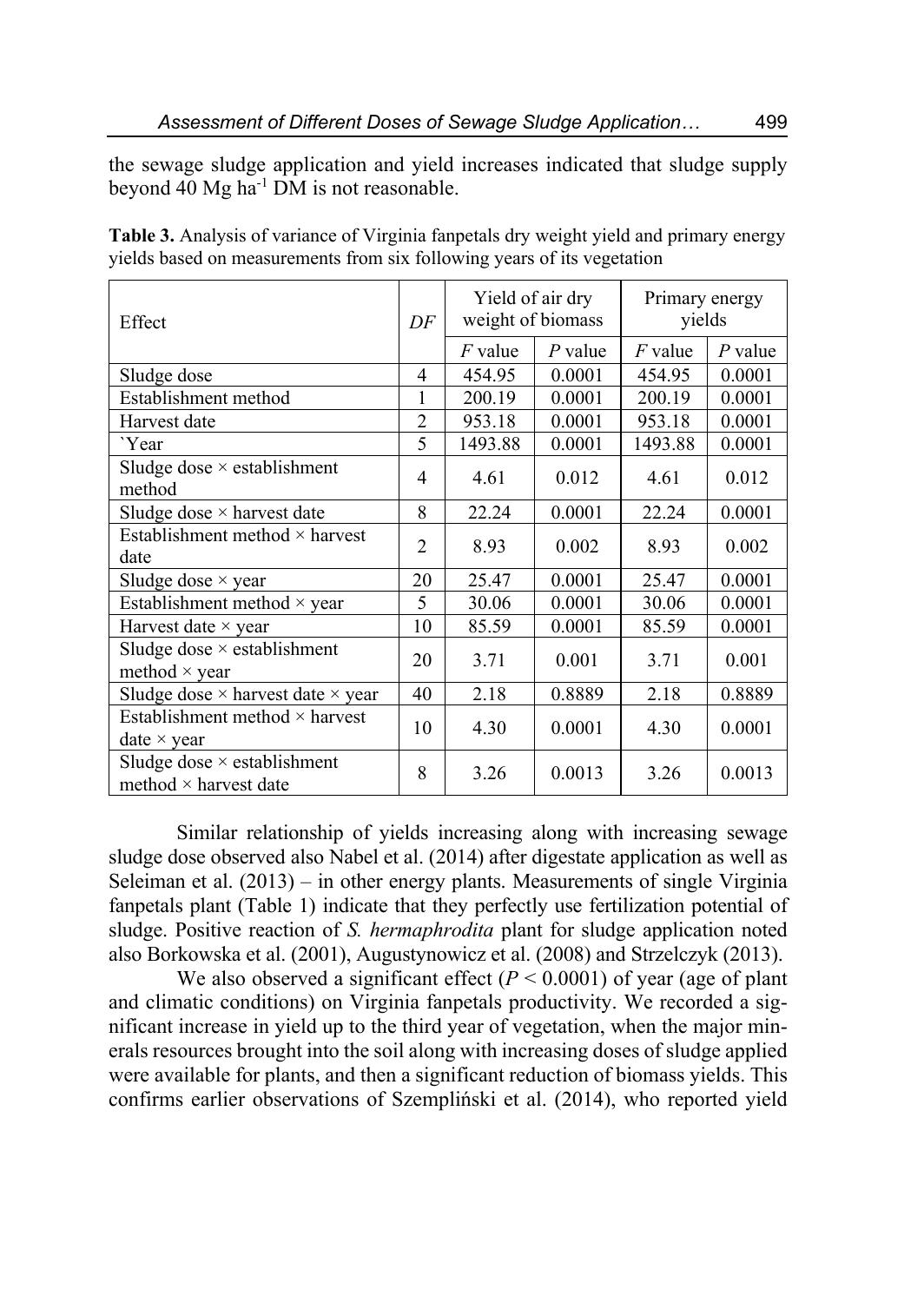the sewage sludge application and yield increases indicated that sludge supply beyond 40 Mg ha$^{-1}$ DM is not reasonable.

**Table 3.** Analysis of variance of Virginia fanpetals dry weight yield and primary energy yields based on measurements from six following years of its vegetation

| Effect | *DF* | Yield of air dry weight of biomass | | Primary energy yields | |
|---|---|---|---|---|---|
| | | *F* value | *P* value | *F* value | *P* value |
| Sludge dose | 4 | 454.95 | 0.0001 | 454.95 | 0.0001 |
| Establishment method | 1 | 200.19 | 0.0001 | 200.19 | 0.0001 |
| Harvest date | 2 | 953.18 | 0.0001 | 953.18 | 0.0001 |
| `Year | 5 | 1493.88 | 0.0001 | 1493.88 | 0.0001 |
| Sludge dose × establishment method | 4 | 4.61 | 0.012 | 4.61 | 0.012 |
| Sludge dose × harvest date | 8 | 22.24 | 0.0001 | 22.24 | 0.0001 |
| Establishment method × harvest date | 2 | 8.93 | 0.002 | 8.93 | 0.002 |
| Sludge dose × year | 20 | 25.47 | 0.0001 | 25.47 | 0.0001 |
| Establishment method × year | 5 | 30.06 | 0.0001 | 30.06 | 0.0001 |
| Harvest date × year | 10 | 85.59 | 0.0001 | 85.59 | 0.0001 |
| Sludge dose × establishment method × year | 20 | 3.71 | 0.001 | 3.71 | 0.001 |
| Sludge dose × harvest date × year | 40 | 2.18 | 0.8889 | 2.18 | 0.8889 |
| Establishment method × harvest date × year | 10 | 4.30 | 0.0001 | 4.30 | 0.0001 |
| Sludge dose × establishment method × harvest date | 8 | 3.26 | 0.0013 | 3.26 | 0.0013 |

Similar relationship of yields increasing along with increasing sewage sludge dose observed also Nabel et al. (2014) after digestate application as well as Seleiman et al. (2013) – in other energy plants. Measurements of single Virginia fanpetals plant (Table 1) indicate that they perfectly use fertilization potential of sludge. Positive reaction of *S. hermaphrodita* plant for sludge application noted also Borkowska et al. (2001), Augustynowicz et al. (2008) and Strzelczyk (2013).

We also observed a significant effect ($P < 0.0001$) of year (age of plant and climatic conditions) on Virginia fanpetals productivity. We recorded a significant increase in yield up to the third year of vegetation, when the major minerals resources brought into the soil along with increasing doses of sludge applied were available for plants, and then a significant reduction of biomass yields. This confirms earlier observations of Szempliński et al. (2014), who reported yield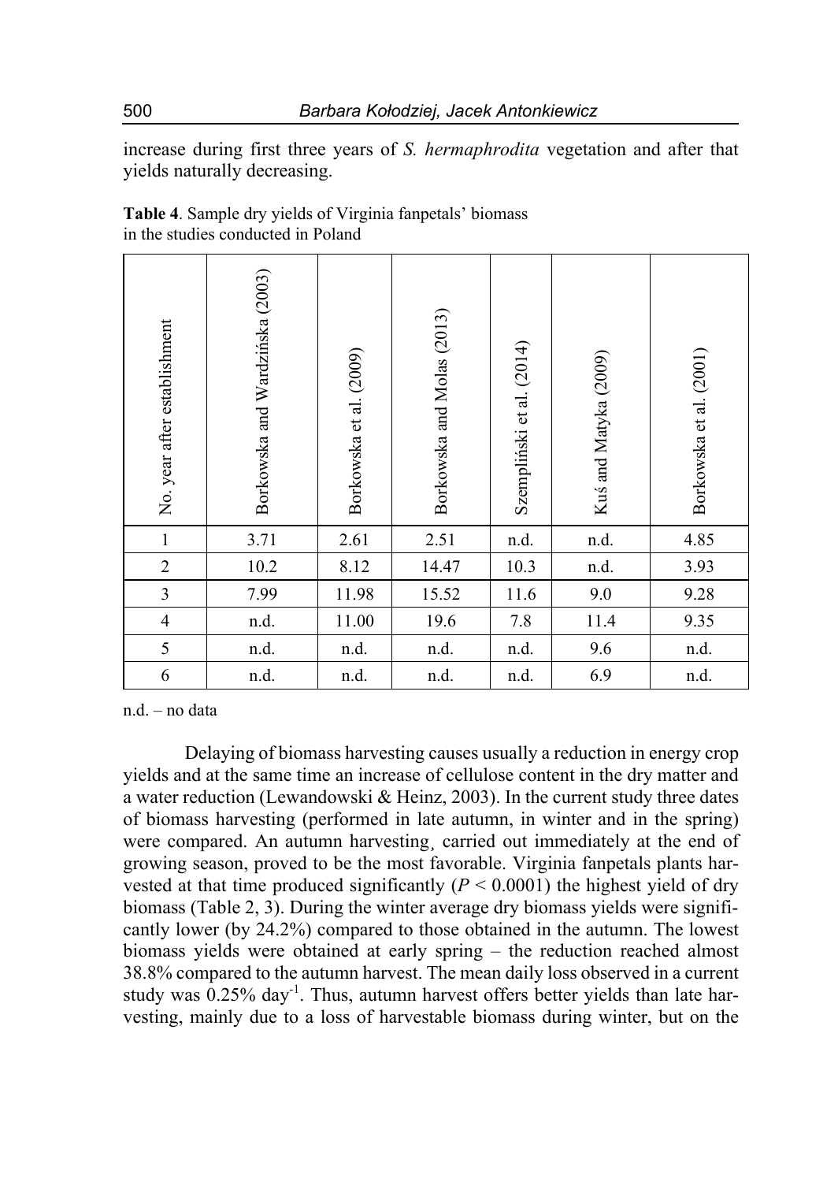increase during first three years of *S. hermaphrodita* vegetation and after that yields naturally decreasing.

**Table 4**. Sample dry yields of Virginia fanpetals' biomass in the studies conducted in Poland

| No. year after establishment | Borkowska and Wardzińska (2003) | Borkowska et al. (2009) | Borkowska and Molas (2013) | Szempliński et al. (2014) | Kuś and Matyka (2009) | Borkowska et al. (2001) |
|---|---|---|---|---|---|---|
| 1 | 3.71 | 2.61 | 2.51 | n.d. | n.d. | 4.85 |
| 2 | 10.2 | 8.12 | 14.47 | 10.3 | n.d. | 3.93 |
| 3 | 7.99 | 11.98 | 15.52 | 11.6 | 9.0 | 9.28 |
| 4 | n.d. | 11.00 | 19.6 | 7.8 | 11.4 | 9.35 |
| 5 | n.d. | n.d. | n.d. | n.d. | 9.6 | n.d. |
| 6 | n.d. | n.d. | n.d. | n.d. | 6.9 | n.d. |

n.d. – no data

Delaying of biomass harvesting causes usually a reduction in energy crop yields and at the same time an increase of cellulose content in the dry matter and a water reduction (Lewandowski & Heinz, 2003). In the current study three dates of biomass harvesting (performed in late autumn, in winter and in the spring) were compared. An autumn harvesting¸ carried out immediately at the end of growing season, proved to be the most favorable. Virginia fanpetals plants harvested at that time produced significantly ($P < 0.0001$) the highest yield of dry biomass (Table 2, 3). During the winter average dry biomass yields were significantly lower (by 24.2%) compared to those obtained in the autumn. The lowest biomass yields were obtained at early spring – the reduction reached almost 38.8% compared to the autumn harvest. The mean daily loss observed in a current study was 0.25% $day^{-1}$. Thus, autumn harvest offers better yields than late harvesting, mainly due to a loss of harvestable biomass during winter, but on the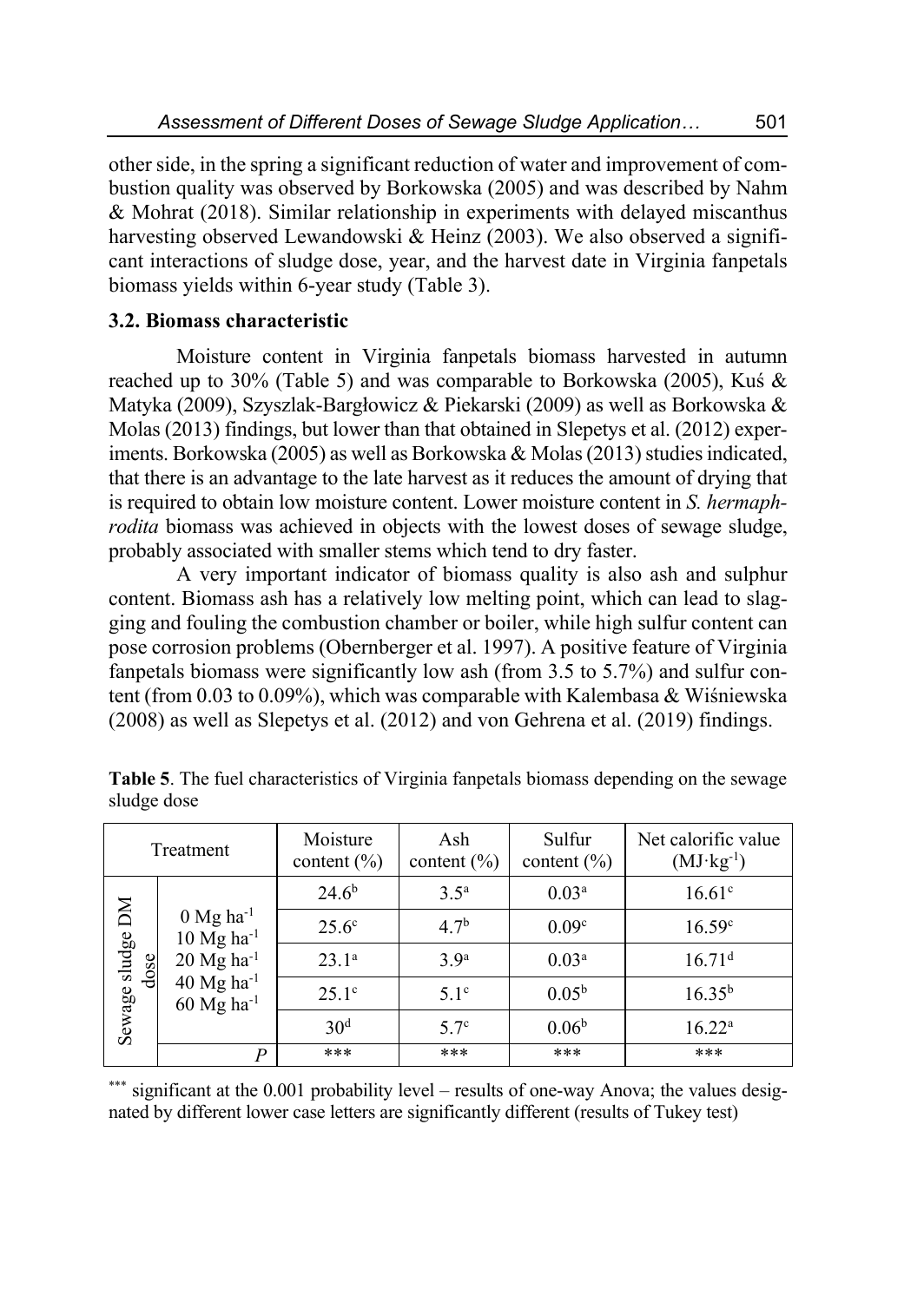other side, in the spring a significant reduction of water and improvement of combustion quality was observed by Borkowska (2005) and was described by Nahm & Mohrat (2018). Similar relationship in experiments with delayed miscanthus harvesting observed Lewandowski & Heinz (2003). We also observed a significant interactions of sludge dose, year, and the harvest date in Virginia fanpetals biomass yields within 6-year study (Table 3).

### 3.2. Biomass characteristic

Moisture content in Virginia fanpetals biomass harvested in autumn reached up to 30% (Table 5) and was comparable to Borkowska (2005), Kuś & Matyka (2009), Szyszlak-Bargłowicz & Piekarski (2009) as well as Borkowska & Molas (2013) findings, but lower than that obtained in Slepetys et al. (2012) experiments. Borkowska (2005) as well as Borkowska & Molas (2013) studies indicated, that there is an advantage to the late harvest as it reduces the amount of drying that is required to obtain low moisture content. Lower moisture content in *S. hermaphrodita* biomass was achieved in objects with the lowest doses of sewage sludge, probably associated with smaller stems which tend to dry faster.

A very important indicator of biomass quality is also ash and sulphur content. Biomass ash has a relatively low melting point, which can lead to slagging and fouling the combustion chamber or boiler, while high sulfur content can pose corrosion problems (Obernberger et al. 1997). A positive feature of Virginia fanpetals biomass were significantly low ash (from 3.5 to 5.7%) and sulfur content (from 0.03 to 0.09%), which was comparable with Kalembasa & Wiśniewska (2008) as well as Slepetys et al. (2012) and von Gehrena et al. (2019) findings.

**Table 5**. The fuel characteristics of Virginia fanpetals biomass depending on the sewage sludge dose

| Treatment | | Moisture content (%) | Ash content (%) | Sulfur content (%) | Net calorific value ($MJ \cdot kg^{-1}$) |
|---|---|---|---|---|---|
| Sewage sludge DM dose | 0 $Mg\ ha^{-1}$ | $24.6^{b}$ | $3.5^{a}$ | $0.03^{a}$ | $16.61^{c}$ |
| | 10 $Mg\ ha^{-1}$ | $25.6^{c}$ | $4.7^{b}$ | $0.09^{c}$ | $16.59^{c}$ |
| | 20 $Mg\ ha^{-1}$ | $23.1^{a}$ | $3.9^{a}$ | $0.03^{a}$ | $16.71^{d}$ |
| | 40 $Mg\ ha^{-1}$ | $25.1^{c}$ | $5.1^{c}$ | $0.05^{b}$ | $16.35^{b}$ |
| | 60 $Mg\ ha^{-1}$ | $30^{d}$ | $5.7^{c}$ | $0.06^{b}$ | $16.22^{a}$ |
| | *P* | *** | *** | *** | *** |

*** significant at the 0.001 probability level – results of one-way Anova; the values designated by different lower case letters are significantly different (results of Tukey test)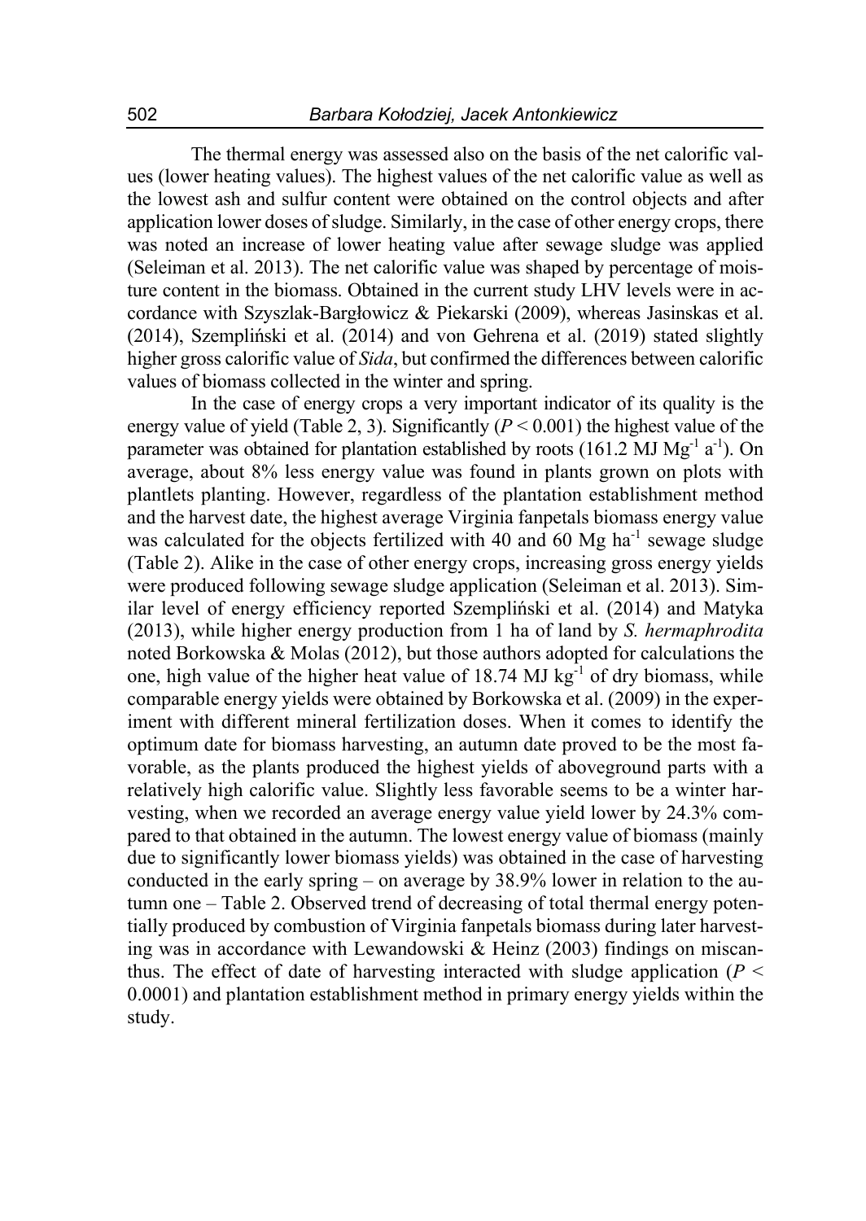The thermal energy was assessed also on the basis of the net calorific values (lower heating values). The highest values of the net calorific value as well as the lowest ash and sulfur content were obtained on the control objects and after application lower doses of sludge. Similarly, in the case of other energy crops, there was noted an increase of lower heating value after sewage sludge was applied (Seleiman et al. 2013). The net calorific value was shaped by percentage of moisture content in the biomass. Obtained in the current study LHV levels were in accordance with Szyszlak-Bargłowicz & Piekarski (2009), whereas Jasinskas et al. (2014), Szempliński et al. (2014) and von Gehrena et al. (2019) stated slightly higher gross calorific value of *Sida*, but confirmed the differences between calorific values of biomass collected in the winter and spring.

In the case of energy crops a very important indicator of its quality is the energy value of yield (Table 2, 3). Significantly ($P < 0.001$) the highest value of the parameter was obtained for plantation established by roots (161.2 MJ $Mg^{-1}$ $a^{-1}$). On average, about 8% less energy value was found in plants grown on plots with plantlets planting. However, regardless of the plantation establishment method and the harvest date, the highest average Virginia fanpetals biomass energy value was calculated for the objects fertilized with 40 and 60 Mg $ha^{-1}$ sewage sludge (Table 2). Alike in the case of other energy crops, increasing gross energy yields were produced following sewage sludge application (Seleiman et al. 2013). Similar level of energy efficiency reported Szempliński et al. (2014) and Matyka (2013), while higher energy production from 1 ha of land by *S. hermaphrodita* noted Borkowska & Molas (2012), but those authors adopted for calculations the one, high value of the higher heat value of 18.74 MJ $kg^{-1}$ of dry biomass, while comparable energy yields were obtained by Borkowska et al. (2009) in the experiment with different mineral fertilization doses. When it comes to identify the optimum date for biomass harvesting, an autumn date proved to be the most favorable, as the plants produced the highest yields of aboveground parts with a relatively high calorific value. Slightly less favorable seems to be a winter harvesting, when we recorded an average energy value yield lower by 24.3% compared to that obtained in the autumn. The lowest energy value of biomass (mainly due to significantly lower biomass yields) was obtained in the case of harvesting conducted in the early spring – on average by 38.9% lower in relation to the autumn one – Table 2. Observed trend of decreasing of total thermal energy potentially produced by combustion of Virginia fanpetals biomass during later harvesting was in accordance with Lewandowski & Heinz (2003) findings on miscanthus. The effect of date of harvesting interacted with sludge application ($P < 0.0001$) and plantation establishment method in primary energy yields within the study.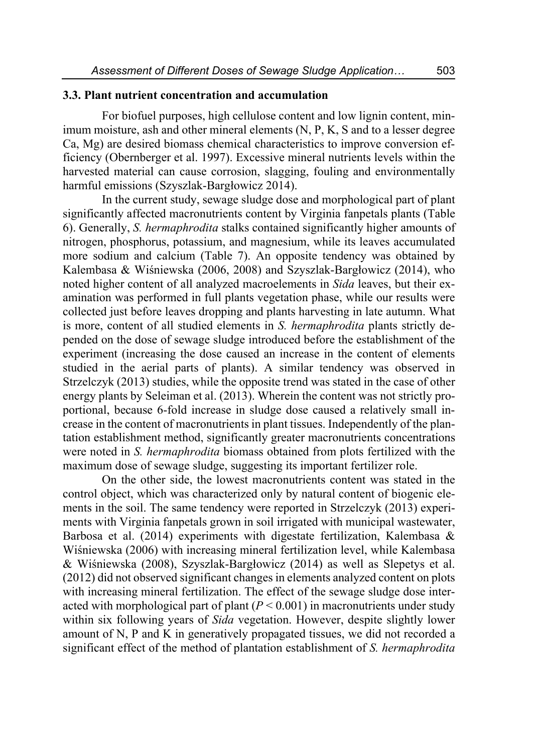### 3.3. Plant nutrient concentration and accumulation

For biofuel purposes, high cellulose content and low lignin content, minimum moisture, ash and other mineral elements (N, P, K, S and to a lesser degree Ca, Mg) are desired biomass chemical characteristics to improve conversion efficiency (Obernberger et al. 1997). Excessive mineral nutrients levels within the harvested material can cause corrosion, slagging, fouling and environmentally harmful emissions (Szyszlak-Bargłowicz 2014).

In the current study, sewage sludge dose and morphological part of plant significantly affected macronutrients content by Virginia fanpetals plants (Table 6). Generally, *S. hermaphrodita* stalks contained significantly higher amounts of nitrogen, phosphorus, potassium, and magnesium, while its leaves accumulated more sodium and calcium (Table 7). An opposite tendency was obtained by Kalembasa & Wiśniewska (2006, 2008) and Szyszlak-Bargłowicz (2014), who noted higher content of all analyzed macroelements in *Sida* leaves, but their examination was performed in full plants vegetation phase, while our results were collected just before leaves dropping and plants harvesting in late autumn. What is more, content of all studied elements in *S. hermaphrodita* plants strictly depended on the dose of sewage sludge introduced before the establishment of the experiment (increasing the dose caused an increase in the content of elements studied in the aerial parts of plants). A similar tendency was observed in Strzelczyk (2013) studies, while the opposite trend was stated in the case of other energy plants by Seleiman et al. (2013). Wherein the content was not strictly proportional, because 6-fold increase in sludge dose caused a relatively small increase in the content of macronutrients in plant tissues. Independently of the plantation establishment method, significantly greater macronutrients concentrations were noted in *S. hermaphrodita* biomass obtained from plots fertilized with the maximum dose of sewage sludge, suggesting its important fertilizer role.

On the other side, the lowest macronutrients content was stated in the control object, which was characterized only by natural content of biogenic elements in the soil. The same tendency were reported in Strzelczyk (2013) experiments with Virginia fanpetals grown in soil irrigated with municipal wastewater, Barbosa et al. (2014) experiments with digestate fertilization, Kalembasa & Wiśniewska (2006) with increasing mineral fertilization level, while Kalembasa & Wiśniewska (2008), Szyszlak-Bargłowicz (2014) as well as Slepetys et al. (2012) did not observed significant changes in elements analyzed content on plots with increasing mineral fertilization. The effect of the sewage sludge dose interacted with morphological part of plant ($P < 0.001$) in macronutrients under study within six following years of *Sida* vegetation. However, despite slightly lower amount of N, P and K in generatively propagated tissues, we did not recorded a significant effect of the method of plantation establishment of *S. hermaphrodita*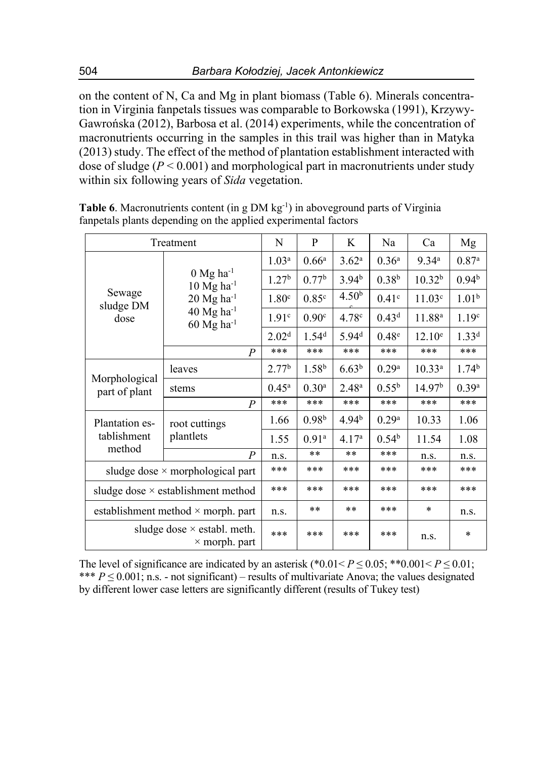on the content of N, Ca and Mg in plant biomass (Table 6). Minerals concentration in Virginia fanpetals tissues was comparable to Borkowska (1991), Krzywy-Gawrońska (2012), Barbosa et al. (2014) experiments, while the concentration of macronutrients occurring in the samples in this trail was higher than in Matyka (2013) study. The effect of the method of plantation establishment interacted with dose of sludge ($P < 0.001$) and morphological part in macronutrients under study within six following years of *Sida* vegetation.

**Table 6**. Macronutrients content (in g DM $kg^{-1}$) in aboveground parts of Virginia fanpetals plants depending on the applied experimental factors

| Treatment | | N | P | K | Na | Ca | Mg |
|---|---|---|---|---|---|---|---|
| Sewage sludge DM dose | 0 Mg $ha^{-1}$ | $1.03^{a}$ | $0.66^{a}$ | $3.62^{a}$ | $0.36^{a}$ | $9.34^{a}$ | $0.87^{a}$ |
| | 10 Mg $ha^{-1}$ | $1.27^{b}$ | $0.77^{b}$ | $3.94^{b}$ | $0.38^{b}$ | $10.32^{b}$ | $0.94^{b}$ |
| | 20 Mg $ha^{-1}$ | $1.80^{c}$ | $0.85^{c}$ | $4.50^{bc}$ | $0.41^{c}$ | $11.03^{c}$ | $1.01^{b}$ |
| | 40 Mg $ha^{-1}$ | $1.91^{c}$ | $0.90^{c}$ | $4.78^{c}$ | $0.43^{d}$ | $11.88^{a}$ | $1.19^{c}$ |
| | 60 Mg $ha^{-1}$ | $2.02^{d}$ | $1.54^{d}$ | $5.94^{d}$ | $0.48^{e}$ | $12.10^{e}$ | $1.33^{d}$ |
| | *P* | *** | *** | *** | *** | *** | *** |
| Morphological part of plant | leaves | $2.77^{b}$ | $1.58^{b}$ | $6.63^{b}$ | $0.29^{a}$ | $10.33^{a}$ | $1.74^{b}$ |
| | stems | $0.45^{a}$ | $0.30^{a}$ | $2.48^{a}$ | $0.55^{b}$ | $14.97^{b}$ | $0.39^{a}$ |
| | *P* | *** | *** | *** | *** | *** | *** |
| Plantation establishment method | root cuttings | 1.66 | $0.98^{b}$ | $4.94^{b}$ | $0.29^{a}$ | 10.33 | 1.06 |
| | plantlets | 1.55 | $0.91^{a}$ | $4.17^{a}$ | $0.54^{b}$ | 11.54 | 1.08 |
| | *P* | n.s. | ** | ** | *** | n.s. | n.s. |
| sludge dose × morphological part | | *** | *** | *** | *** | *** | *** |
| sludge dose × establishment method | | *** | *** | *** | *** | *** | *** |
| establishment method × morph. part | | n.s. | ** | ** | *** | * | n.s. |
| sludge dose × establ. meth. × morph. part | | *** | *** | *** | *** | n.s. | * |

The level of significance are indicated by an asterisk (*$0.01 < P \leq 0.05$; **$0.001 < P \leq 0.01$; *** $P \leq 0.001$; n.s. - not significant) – results of multivariate Anova; the values designated by different lower case letters are significantly different (results of Tukey test)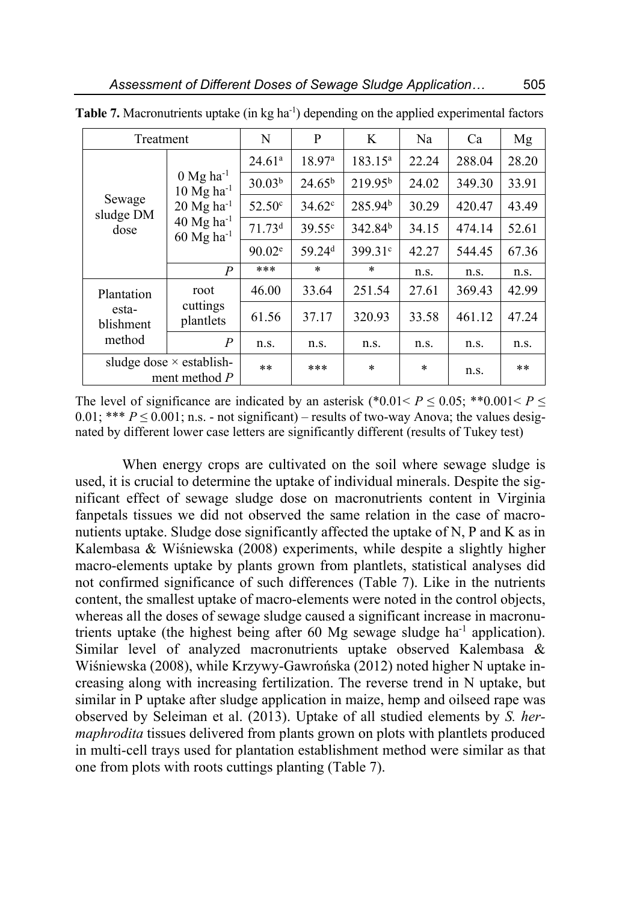**Table 7.** Macronutrients uptake (in kg $ha^{-1}$) depending on the applied experimental factors

| Treatment | | N | P | K | Na | Ca | Mg |
|---|---|---|---|---|---|---|---|
| Sewage sludge DM dose | 0 Mg $ha^{-1}$ | $24.61^{a}$ | $18.97^{a}$ | $183.15^{a}$ | 22.24 | 288.04 | 28.20 |
| | 10 Mg $ha^{-1}$ | $30.03^{b}$ | $24.65^{b}$ | $219.95^{b}$ | 24.02 | 349.30 | 33.91 |
| | 20 Mg $ha^{-1}$ | $52.50^{c}$ | $34.62^{c}$ | $285.94^{b}$ | 30.29 | 420.47 | 43.49 |
| | 40 Mg $ha^{-1}$ | $71.73^{d}$ | $39.55^{c}$ | $342.84^{b}$ | 34.15 | 474.14 | 52.61 |
| | 60 Mg $ha^{-1}$ | $90.02^{e}$ | $59.24^{d}$ | $399.31^{c}$ | 42.27 | 544.45 | 67.36 |
| | *P* | *** | * | * | n.s. | n.s. | n.s. |
| Plantation establishment method | root cuttings | 46.00 | 33.64 | 251.54 | 27.61 | 369.43 | 42.99 |
| | plantlets | 61.56 | 37.17 | 320.93 | 33.58 | 461.12 | 47.24 |
| | *P* | n.s. | n.s. | n.s. | n.s. | n.s. | n.s. |
| sludge dose × establishment method *P* | | ** | *** | * | * | n.s. | ** |

The level of significance are indicated by an asterisk (*$0.01 < P \leq 0.05$; **$0.001 < P \leq 0.01$; *** $P \leq 0.001$; n.s. - not significant) – results of two-way Anova; the values designated by different lower case letters are significantly different (results of Tukey test)

When energy crops are cultivated on the soil where sewage sludge is used, it is crucial to determine the uptake of individual minerals. Despite the significant effect of sewage sludge dose on macronutrients content in Virginia fanpetals tissues we did not observed the same relation in the case of macronutients uptake. Sludge dose significantly affected the uptake of N, P and K as in Kalembasa & Wiśniewska (2008) experiments, while despite a slightly higher macro-elements uptake by plants grown from plantlets, statistical analyses did not confirmed significance of such differences (Table 7). Like in the nutrients content, the smallest uptake of macro-elements were noted in the control objects, whereas all the doses of sewage sludge caused a significant increase in macronutrients uptake (the highest being after 60 Mg sewage sludge $ha^{-1}$ application). Similar level of analyzed macronutrients uptake observed Kalembasa & Wiśniewska (2008), while Krzywy-Gawrońska (2012) noted higher N uptake increasing along with increasing fertilization. The reverse trend in N uptake, but similar in P uptake after sludge application in maize, hemp and oilseed rape was observed by Seleiman et al. (2013). Uptake of all studied elements by *S. hermaphrodita* tissues delivered from plants grown on plots with plantlets produced in multi-cell trays used for plantation establishment method were similar as that one from plots with roots cuttings planting (Table 7).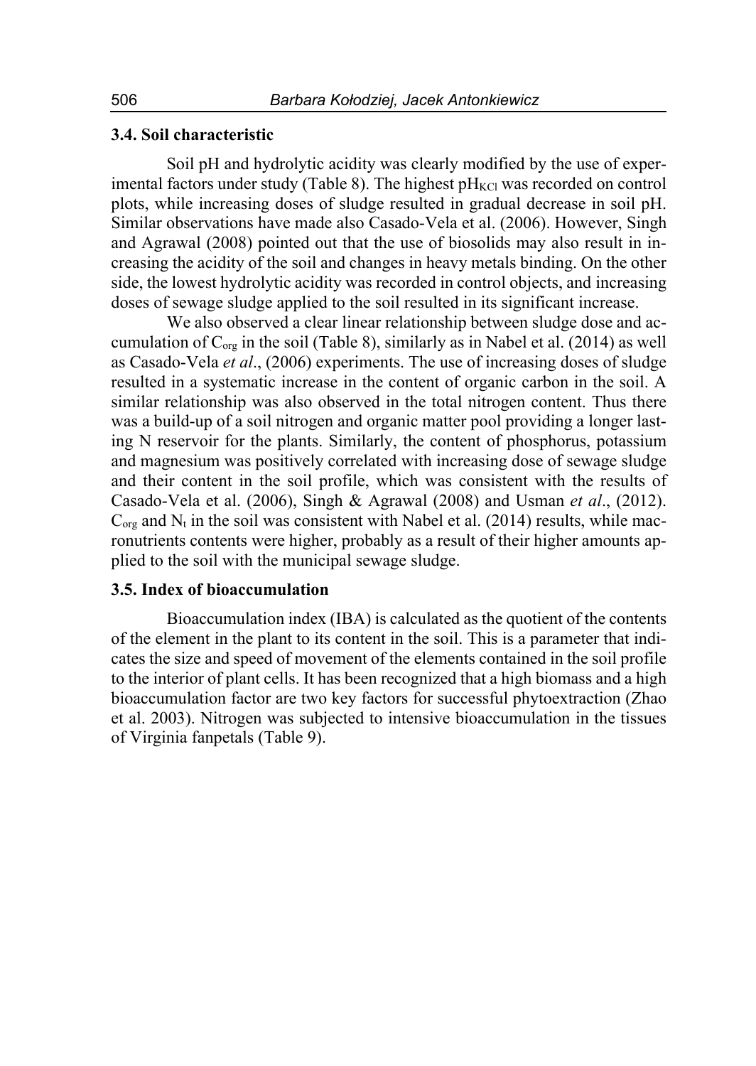### 3.4. Soil characteristic

Soil pH and hydrolytic acidity was clearly modified by the use of experimental factors under study (Table 8). The highest $pH_{KCl}$ was recorded on control plots, while increasing doses of sludge resulted in gradual decrease in soil pH. Similar observations have made also Casado-Vela et al. (2006). However, Singh and Agrawal (2008) pointed out that the use of biosolids may also result in increasing the acidity of the soil and changes in heavy metals binding. On the other side, the lowest hydrolytic acidity was recorded in control objects, and increasing doses of sewage sludge applied to the soil resulted in its significant increase.

We also observed a clear linear relationship between sludge dose and accumulation of $C_{org}$ in the soil (Table 8), similarly as in Nabel et al. (2014) as well as Casado-Vela *et al*., (2006) experiments. The use of increasing doses of sludge resulted in a systematic increase in the content of organic carbon in the soil. A similar relationship was also observed in the total nitrogen content. Thus there was a build-up of a soil nitrogen and organic matter pool providing a longer lasting N reservoir for the plants. Similarly, the content of phosphorus, potassium and magnesium was positively correlated with increasing dose of sewage sludge and their content in the soil profile, which was consistent with the results of Casado-Vela et al. (2006), Singh & Agrawal (2008) and Usman *et al*., (2012). $C_{org}$ and $N_t$ in the soil was consistent with Nabel et al. (2014) results, while macronutrients contents were higher, probably as a result of their higher amounts applied to the soil with the municipal sewage sludge.

### 3.5. Index of bioaccumulation

Bioaccumulation index (IBA) is calculated as the quotient of the contents of the element in the plant to its content in the soil. This is a parameter that indicates the size and speed of movement of the elements contained in the soil profile to the interior of plant cells. It has been recognized that a high biomass and a high bioaccumulation factor are two key factors for successful phytoextraction (Zhao et al. 2003). Nitrogen was subjected to intensive bioaccumulation in the tissues of Virginia fanpetals (Table 9).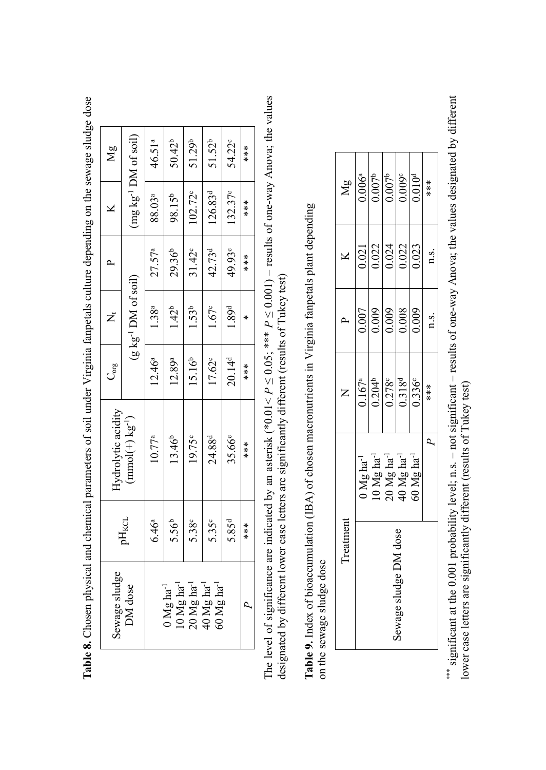**Table 8.** Chosen physical and chemical parameters of soil under Virginia fanpetals culture depending on the sewage sludge dose

| Sewage sludge DM dose | $pH_{KCL}$ | Hydrolytic acidity (mmol(+) $kg^{-1}$) | $C_{org}$ | $N_t$ | P | K | Mg |
|---|---|---|---|---|---|---|---|
| | | | (g $kg^{-1}$ DM of soil) | | (mg $kg^{-1}$ DM of soil) | | |
| 0 Mg $ha^{-1}$ | 6.46[a] | 10.77[a] | 12.46[a] | 1.38[a] | 27.57[a] | 88.03[a] | 46.51[a] |
| 10 Mg $ha^{-1}$ | 5.56[b] | 13.46[b] | 12.89[a] | 1.42[b] | 29.36[b] | 98.15[b] | 50.42[b] |
| 20 Mg $ha^{-1}$ | 5.38[c] | 19.75[c] | 15.16[b] | 1.53[b] | 31.42[c] | 102.72[c] | 51.29[b] |
| 40 Mg $ha^{-1}$ | 5.35[c] | 24.88[d] | 17.62[c] | 1.67[c] | 42.73[d] | 126.83[d] | 51.52[b] |
| 60 Mg $ha^{-1}$ | 5.85[d] | 35.66[e] | 20.14[d] | 1.89[d] | 49.93[e] | 132.37[e] | 54.22[c] |
| *P* | *** | *** | *** | * | *** | *** | *** |

The level of significance are indicated by an asterisk (*$0.01 < P \leq 0.05$; *** $P \leq 0.001$) – results of one-way Anova; the values designated by different lower case letters are significantly different (results of Tukey test)

**Table 9.** Index of bioaccumulation (IBA) of chosen macronutrients in Virginia fanpetals plant depending on the sewage sludge dose

| Treatment | | N | P | K | Mg |
|---|---|---|---|---|---|
| Sewage sludge DM dose | 0 Mg $ha^{-1}$ | 0.167[a] | 0.007 | 0.021 | 0.006[a] |
| | 10 Mg $ha^{-1}$ | 0.204[b] | 0.009 | 0.022 | 0.007[b] |
| | 20 Mg $ha^{-1}$ | 0.278[c] | 0.009 | 0.024 | 0.007[b] |
| | 40 Mg $ha^{-1}$ | 0.318[d] | 0.008 | 0.022 | 0.009[c] |
| | 60 Mg $ha^{-1}$ | 0.336[e] | 0.009 | 0.023 | 0.010[d] |
| | *P* | *** | n.s. | n.s. | *** |

*** significant at the 0.001 probability level; n.s. – not significant – results of one-way Anova; the values designated by different lower case letters are significantly different (results of Tukey test)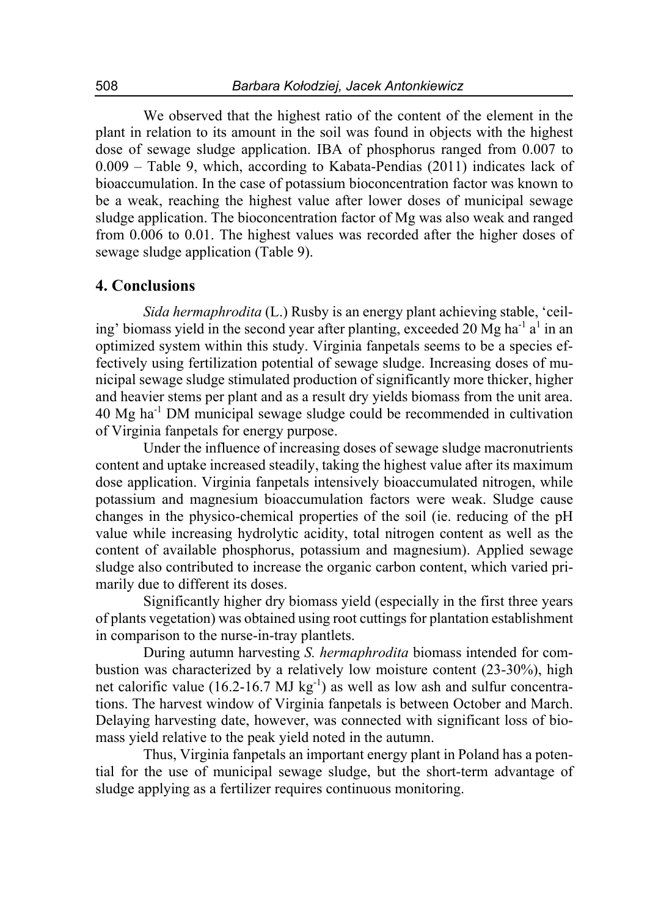We observed that the highest ratio of the content of the element in the plant in relation to its amount in the soil was found in objects with the highest dose of sewage sludge application. IBA of phosphorus ranged from 0.007 to 0.009 – Table 9, which, according to Kabata-Pendias (2011) indicates lack of bioaccumulation. In the case of potassium bioconcentration factor was known to be a weak, reaching the highest value after lower doses of municipal sewage sludge application. The bioconcentration factor of Mg was also weak and ranged from 0.006 to 0.01. The highest values was recorded after the higher doses of sewage sludge application (Table 9).

## 4. Conclusions

*Sida hermaphrodita* (L.) Rusby is an energy plant achieving stable, 'ceiling' biomass yield in the second year after planting, exceeded 20 Mg $ha^{-1}$ $a^1$ in an optimized system within this study. Virginia fanpetals seems to be a species effectively using fertilization potential of sewage sludge. Increasing doses of municipal sewage sludge stimulated production of significantly more thicker, higher and heavier stems per plant and as a result dry yields biomass from the unit area. 40 Mg $ha^{-1}$ DM municipal sewage sludge could be recommended in cultivation of Virginia fanpetals for energy purpose.

Under the influence of increasing doses of sewage sludge macronutrients content and uptake increased steadily, taking the highest value after its maximum dose application. Virginia fanpetals intensively bioaccumulated nitrogen, while potassium and magnesium bioaccumulation factors were weak. Sludge cause changes in the physico-chemical properties of the soil (ie. reducing of the pH value while increasing hydrolytic acidity, total nitrogen content as well as the content of available phosphorus, potassium and magnesium). Applied sewage sludge also contributed to increase the organic carbon content, which varied primarily due to different its doses.

Significantly higher dry biomass yield (especially in the first three years of plants vegetation) was obtained using root cuttings for plantation establishment in comparison to the nurse-in-tray plantlets.

During autumn harvesting *S. hermaphrodita* biomass intended for combustion was characterized by a relatively low moisture content (23-30%), high net calorific value (16.2-16.7 MJ $kg^{-1}$) as well as low ash and sulfur concentrations. The harvest window of Virginia fanpetals is between October and March. Delaying harvesting date, however, was connected with significant loss of biomass yield relative to the peak yield noted in the autumn.

Thus, Virginia fanpetals an important energy plant in Poland has a potential for the use of municipal sewage sludge, but the short-term advantage of sludge applying as a fertilizer requires continuous monitoring.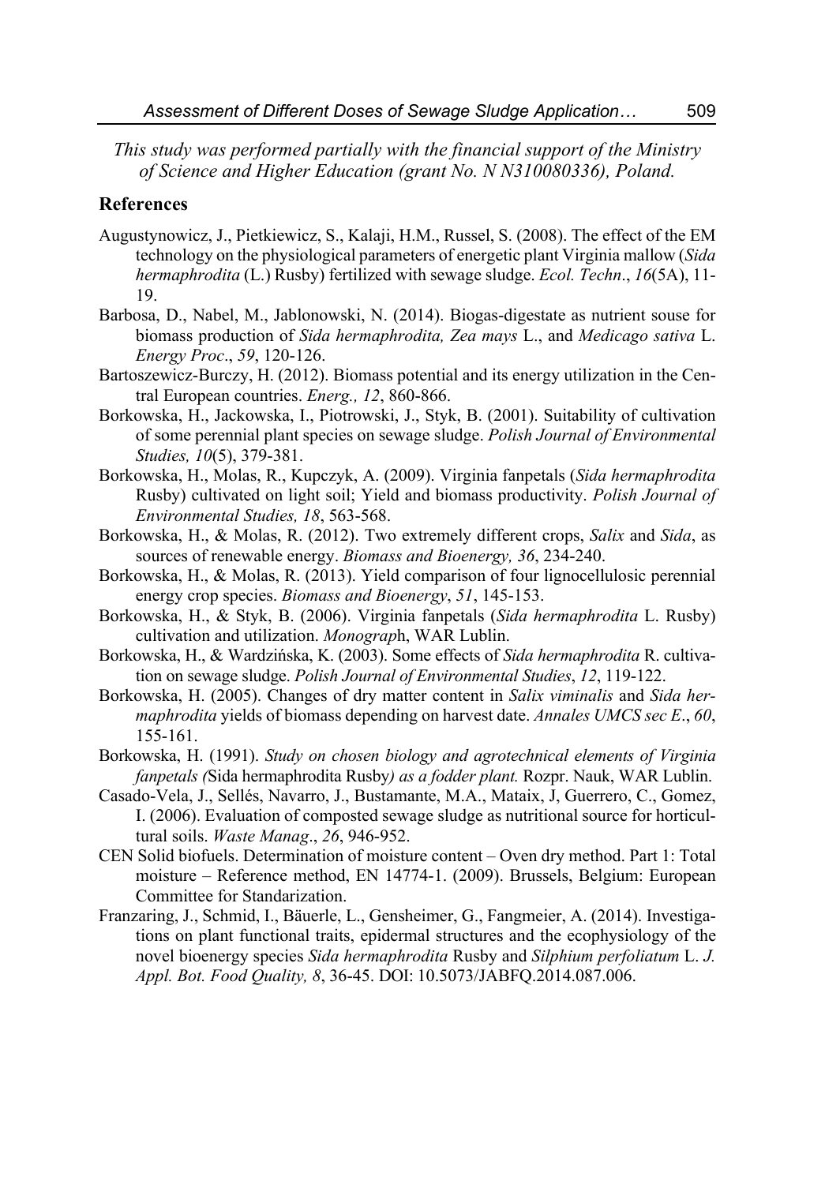*This study was performed partially with the financial support of the Ministry of Science and Higher Education (grant No. N N310080336), Poland.*

## References

Augustynowicz, J., Pietkiewicz, S., Kalaji, H.M., Russel, S. (2008). The effect of the EM technology on the physiological parameters of energetic plant Virginia mallow (*Sida hermaphrodita* (L.) Rusby) fertilized with sewage sludge. *Ecol. Techn*., *16*(5A), 11-19.

Barbosa, D., Nabel, M., Jablonowski, N. (2014). Biogas-digestate as nutrient souse for biomass production of *Sida hermaphrodita, Zea mays* L., and *Medicago sativa* L. *Energy Proc*., *59*, 120-126.

Bartoszewicz-Burczy, H. (2012). Biomass potential and its energy utilization in the Central European countries. *Energ., 12*, 860-866.

Borkowska, H., Jackowska, I., Piotrowski, J., Styk, B. (2001). Suitability of cultivation of some perennial plant species on sewage sludge. *Polish Journal of Environmental Studies, 10*(5), 379-381.

Borkowska, H., Molas, R., Kupczyk, A. (2009). Virginia fanpetals (*Sida hermaphrodita* Rusby) cultivated on light soil; Yield and biomass productivity. *Polish Journal of Environmental Studies, 18*, 563-568.

Borkowska, H., & Molas, R. (2012). Two extremely different crops, *Salix* and *Sida*, as sources of renewable energy. *Biomass and Bioenergy, 36*, 234-240.

Borkowska, H., & Molas, R. (2013). Yield comparison of four lignocellulosic perennial energy crop species. *Biomass and Bioenergy*, *51*, 145-153.

Borkowska, H., & Styk, B. (2006). Virginia fanpetals (*Sida hermaphrodita* L. Rusby) cultivation and utilization. *Monograp*h, WAR Lublin.

Borkowska, H., & Wardzińska, K. (2003). Some effects of *Sida hermaphrodita* R. cultivation on sewage sludge. *Polish Journal of Environmental Studies*, *12*, 119-122.

Borkowska, H. (2005). Changes of dry matter content in *Salix viminalis* and *Sida hermaphrodita* yields of biomass depending on harvest date. *Annales UMCS sec E*., *60*, 155-161.

Borkowska, H. (1991). *Study on chosen biology and agrotechnical elements of Virginia fanpetals (*Sida hermaphrodita Rusby*) as a fodder plant.* Rozpr. Nauk, WAR Lublin.

Casado-Vela, J., Sellés, Navarro, J., Bustamante, M.A., Mataix, J, Guerrero, C., Gomez, I. (2006). Evaluation of composted sewage sludge as nutritional source for horticultural soils. *Waste Manag*., *26*, 946-952.

CEN Solid biofuels. Determination of moisture content – Oven dry method. Part 1: Total moisture – Reference method, EN 14774-1. (2009). Brussels, Belgium: European Committee for Standarization.

Franzaring, J., Schmid, I., Bäuerle, L., Gensheimer, G., Fangmeier, A. (2014). Investigations on plant functional traits, epidermal structures and the ecophysiology of the novel bioenergy species *Sida hermaphrodita* Rusby and *Silphium perfoliatum* L. *J. Appl. Bot. Food Quality, 8*, 36-45. DOI: 10.5073/JABFQ.2014.087.006.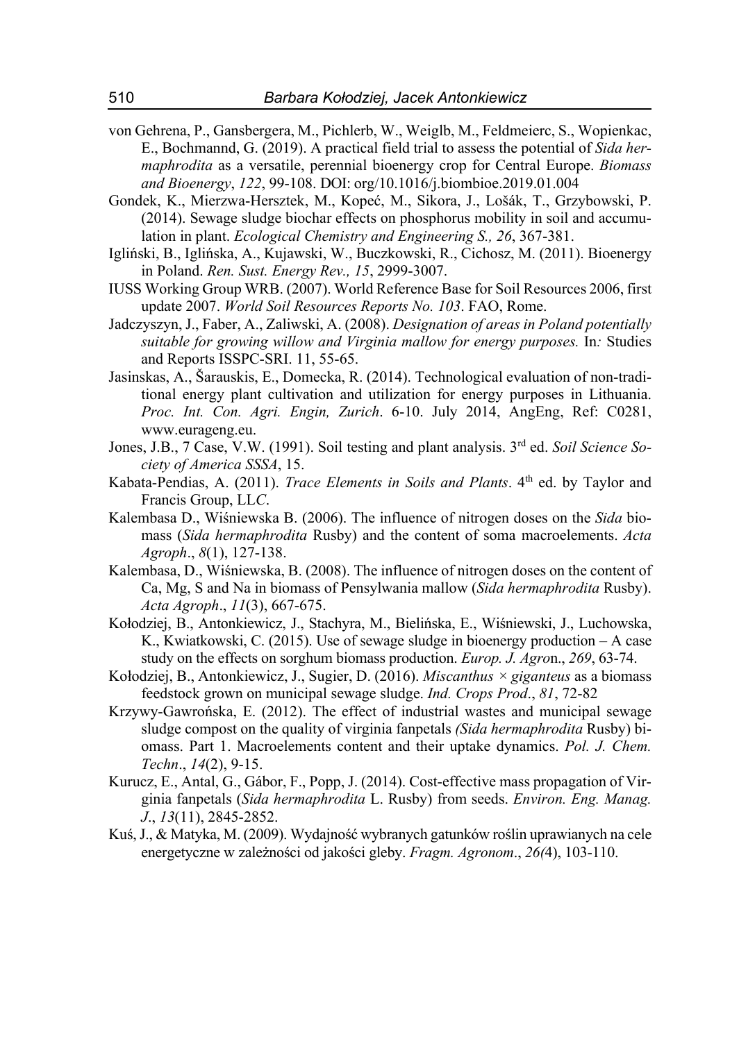von Gehrena, P., Gansbergera, M., Pichlerb, W., Weiglb, M., Feldmeierc, S., Wopienkac, E., Bochmannd, G. (2019). A practical field trial to assess the potential of *Sida hermaphrodita* as a versatile, perennial bioenergy crop for Central Europe. *Biomass and Bioenergy*, *122*, 99-108. DOI: org/10.1016/j.biombioe.2019.01.004

Gondek, K., Mierzwa-Hersztek, M., Kopeć, M., Sikora, J., Lošák, T., Grzybowski, P. (2014). Sewage sludge biochar effects on phosphorus mobility in soil and accumulation in plant. *Ecological Chemistry and Engineering S., 26*, 367-381.

Igliński, B., Iglińska, A., Kujawski, W., Buczkowski, R., Cichosz, M. (2011). Bioenergy in Poland. *Ren. Sust. Energy Rev., 15*, 2999-3007.

IUSS Working Group WRB. (2007). World Reference Base for Soil Resources 2006, first update 2007. *World Soil Resources Reports No. 103*. FAO, Rome.

Jadczyszyn, J., Faber, A., Zaliwski, A. (2008). *Designation of areas in Poland potentially suitable for growing willow and Virginia mallow for energy purposes.* In*:* Studies and Reports ISSPC-SRI. 11, 55-65.

Jasinskas, A., Šarauskis, E., Domecka, R. (2014). Technological evaluation of non-traditional energy plant cultivation and utilization for energy purposes in Lithuania. *Proc. Int. Con. Agri. Engin, Zurich*. 6-10. July 2014, AngEng, Ref: C0281, www.eurageng.eu.

Jones, J.B., 7 Case, V.W. (1991). Soil testing and plant analysis. 3rd ed. *Soil Science Society of America SSSA*, 15.

Kabata-Pendias, A. (2011). *Trace Elements in Soils and Plants*. 4th ed. by Taylor and Francis Group, LL*C*.

Kalembasa D., Wiśniewska B. (2006). The influence of nitrogen doses on the *Sida* biomass (*Sida hermaphrodita* Rusby) and the content of soma macroelements. *Acta Agroph*., *8*(1), 127-138.

Kalembasa, D., Wiśniewska, B. (2008). The influence of nitrogen doses on the content of Ca, Mg, S and Na in biomass of Pensylwania mallow (*Sida hermaphrodita* Rusby). *Acta Agroph*., *11*(3), 667-675.

Kołodziej, B., Antonkiewicz, J., Stachyra, M., Bielińska, E., Wiśniewski, J., Luchowska, K., Kwiatkowski, C. (2015). Use of sewage sludge in bioenergy production – A case study on the effects on sorghum biomass production. *Europ. J. Agro*n., *269*, 63-74.

Kołodziej, B., Antonkiewicz, J., Sugier, D. (2016). *Miscanthus × giganteus* as a biomass feedstock grown on municipal sewage sludge. *Ind. Crops Prod*., *81*, 72-82

Krzywy-Gawrońska, E. (2012). The effect of industrial wastes and municipal sewage sludge compost on the quality of virginia fanpetals *(Sida hermaphrodita* Rusby) biomass. Part 1. Macroelements content and their uptake dynamics. *Pol. J. Chem. Techn*., *14*(2), 9-15.

Kurucz, E., Antal, G., Gábor, F., Popp, J. (2014). Cost-effective mass propagation of Virginia fanpetals (*Sida hermaphrodita* L. Rusby) from seeds. *Environ. Eng. Manag. J*., *13*(11), 2845-2852.

Kuś, J., & Matyka, M. (2009). Wydajność wybranych gatunków roślin uprawianych na cele energetyczne w zależności od jakości gleby. *Fragm. Agronom*., *26(*4), 103-110.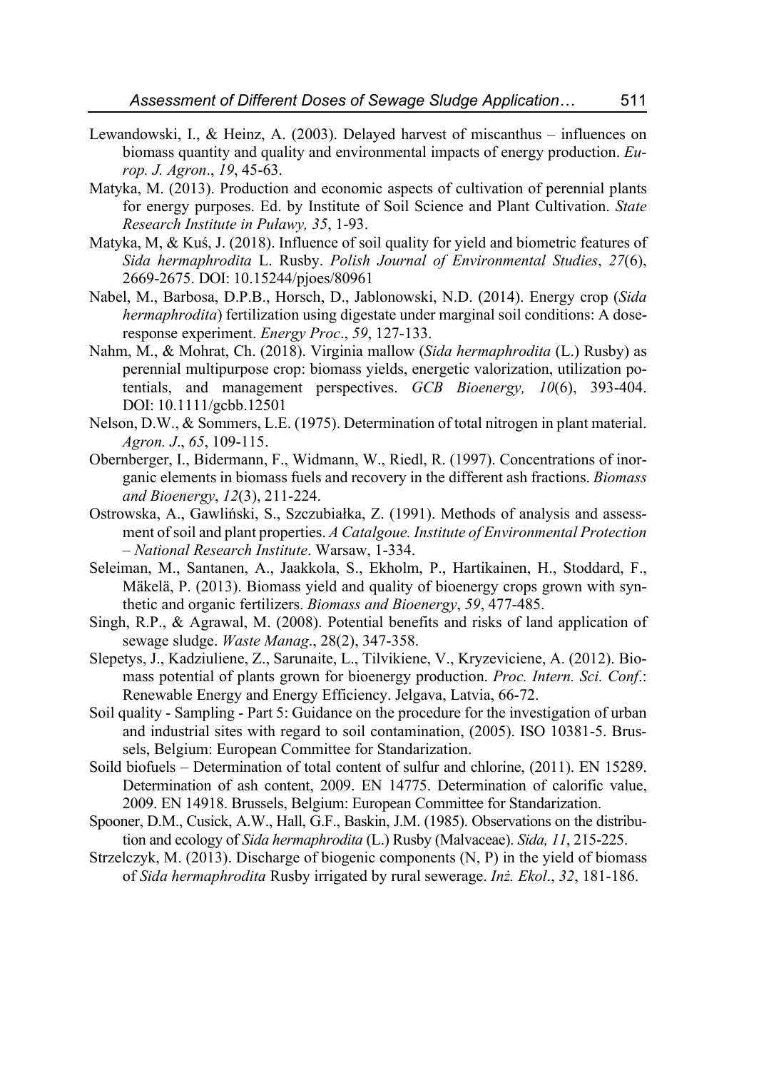Lewandowski, I., & Heinz, A. (2003). Delayed harvest of miscanthus – influences on biomass quantity and quality and environmental impacts of energy production. *Europ. J. Agron*., *19*, 45-63.

Matyka, M. (2013). Production and economic aspects of cultivation of perennial plants for energy purposes. Ed. by Institute of Soil Science and Plant Cultivation. *State Research Institute in Puławy, 35*, 1-93.

Matyka, M, & Kuś, J. (2018). Influence of soil quality for yield and biometric features of *Sida hermaphrodita* L. Rusby. *Polish Journal of Environmental Studies*, *27*(6), 2669-2675. DOI: 10.15244/pjoes/80961

Nabel, M., Barbosa, D.P.B., Horsch, D., Jablonowski, N.D. (2014). Energy crop (*Sida hermaphrodita*) fertilization using digestate under marginal soil conditions: A dose-response experiment. *Energy Proc*., *59*, 127-133.

Nahm, M., & Mohrat, Ch. (2018). Virginia mallow (*Sida hermaphrodita* (L.) Rusby) as perennial multipurpose crop: biomass yields, energetic valorization, utilization potentials, and management perspectives. *GCB Bioenergy, 10*(6), 393-404. DOI: 10.1111/gcbb.12501

Nelson, D.W., & Sommers, L.E. (1975). Determination of total nitrogen in plant material. *Agron. J*., *65*, 109-115.

Obernberger, I., Bidermann, F., Widmann, W., Riedl, R. (1997). Concentrations of inorganic elements in biomass fuels and recovery in the different ash fractions. *Biomass and Bioenergy*, *12*(3), 211-224.

Ostrowska, A., Gawliński, S., Szczubiałka, Z. (1991). Methods of analysis and assessment of soil and plant properties. *A Catalgoue. Institute of Environmental Protection – National Research Institute*. Warsaw, 1-334.

Seleiman, M., Santanen, A., Jaakkola, S., Ekholm, P., Hartikainen, H., Stoddard, F., Mäkelä, P. (2013). Biomass yield and quality of bioenergy crops grown with synthetic and organic fertilizers. *Biomass and Bioenergy*, *59*, 477-485.

Singh, R.P., & Agrawal, M. (2008). Potential benefits and risks of land application of sewage sludge. *Waste Manag*., 28(2), 347-358.

Slepetys, J., Kadziuliene, Z., Sarunaite, L., Tilvikiene, V., Kryzeviciene, A. (2012). Biomass potential of plants grown for bioenergy production. *Proc. Intern. Sci. Conf*.: Renewable Energy and Energy Efficiency. Jelgava, Latvia, 66-72.

Soil quality - Sampling - Part 5: Guidance on the procedure for the investigation of urban and industrial sites with regard to soil contamination, (2005). ISO 10381-5. Brussels, Belgium: European Committee for Standarization.

Soild biofuels – Determination of total content of sulfur and chlorine, (2011). EN 15289. Determination of ash content, 2009. EN 14775. Determination of calorific value, 2009. EN 14918. Brussels, Belgium: European Committee for Standarization.

Spooner, D.M., Cusick, A.W., Hall, G.F., Baskin, J.M. (1985). Observations on the distribution and ecology of *Sida hermaphrodita* (L.) Rusby (Malvaceae). *Sida, 11*, 215-225.

Strzelczyk, M. (2013). Discharge of biogenic components (N, P) in the yield of biomass of *Sida hermaphrodita* Rusby irrigated by rural sewerage. *Inż. Ekol*., *32*, 181-186.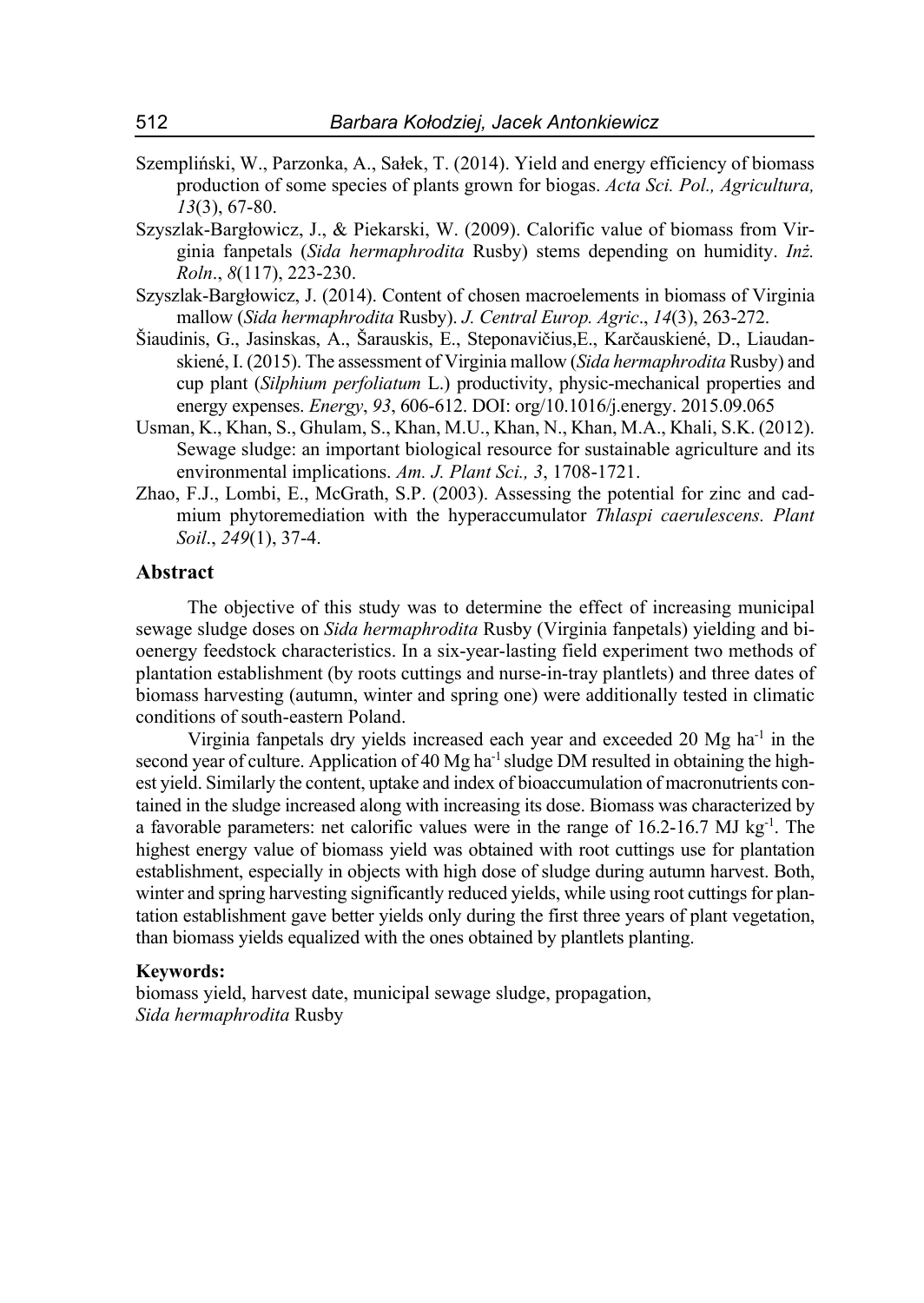Szempliński, W., Parzonka, A., Sałek, T. (2014). Yield and energy efficiency of biomass production of some species of plants grown for biogas. *Acta Sci. Pol., Agricultura, 13*(3), 67-80.

Szyszlak-Bargłowicz, J., & Piekarski, W. (2009). Calorific value of biomass from Virginia fanpetals (*Sida hermaphrodita* Rusby) stems depending on humidity. *Inż. Roln*., *8*(117), 223-230.

Szyszlak-Bargłowicz, J. (2014). Content of chosen macroelements in biomass of Virginia mallow (*Sida hermaphrodita* Rusby). *J. Central Europ. Agric*., *14*(3), 263-272.

Šiaudinis, G., Jasinskas, A., Šarauskis, E., Steponavičius,E., Karčauskiené, D., Liaudanskiené, I. (2015). The assessment of Virginia mallow (*Sida hermaphrodita* Rusby) and cup plant (*Silphium perfoliatum* L.) productivity, physic-mechanical properties and energy expenses. *Energy*, *93*, 606-612. DOI: org/10.1016/j.energy. 2015.09.065

Usman, K., Khan, S., Ghulam, S., Khan, M.U., Khan, N., Khan, M.A., Khali, S.K. (2012). Sewage sludge: an important biological resource for sustainable agriculture and its environmental implications. *Am. J. Plant Sci., 3*, 1708-1721.

Zhao, F.J., Lombi, E., McGrath, S.P. (2003). Assessing the potential for zinc and cadmium phytoremediation with the hyperaccumulator *Thlaspi caerulescens. Plant Soil*., *249*(1), 37-4.

## Abstract

The objective of this study was to determine the effect of increasing municipal sewage sludge doses on *Sida hermaphrodita* Rusby (Virginia fanpetals) yielding and bioenergy feedstock characteristics. In a six-year-lasting field experiment two methods of plantation establishment (by roots cuttings and nurse-in-tray plantlets) and three dates of biomass harvesting (autumn, winter and spring one) were additionally tested in climatic conditions of south-eastern Poland.

Virginia fanpetals dry yields increased each year and exceeded 20 Mg ha$^{-1}$ in the second year of culture. Application of 40 Mg ha$^{-1}$ sludge DM resulted in obtaining the highest yield. Similarly the content, uptake and index of bioaccumulation of macronutrients contained in the sludge increased along with increasing its dose. Biomass was characterized by a favorable parameters: net calorific values were in the range of 16.2-16.7 MJ kg$^{-1}$. The highest energy value of biomass yield was obtained with root cuttings use for plantation establishment, especially in objects with high dose of sludge during autumn harvest. Both, winter and spring harvesting significantly reduced yields, while using root cuttings for plantation establishment gave better yields only during the first three years of plant vegetation, than biomass yields equalized with the ones obtained by plantlets planting.

**Keywords:**
biomass yield, harvest date, municipal sewage sludge, propagation,
*Sida hermaphrodita* Rusby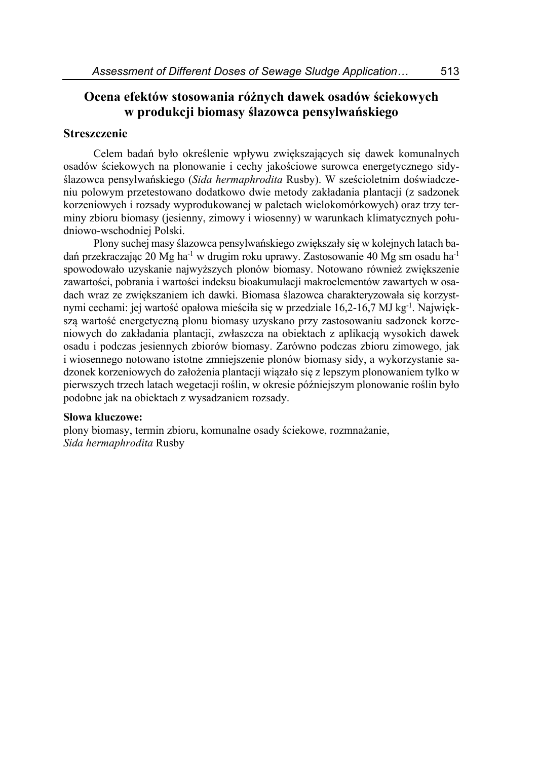## Ocena efektów stosowania różnych dawek osadów ściekowych w produkcji biomasy ślazowca pensylwańskiego

### Streszczenie

Celem badań było określenie wpływu zwiększających się dawek komunalnych osadów ściekowych na plonowanie i cechy jakościowe surowca energetycznego sidy-ślazowca pensylwańskiego (*Sida hermaphrodita* Rusby). W sześcioletnim doświadczeniu polowym przetestowano dodatkowo dwie metody zakładania plantacji (z sadzonek korzeniowych i rozsady wyprodukowanej w paletach wielokomórkowych) oraz trzy terminy zbioru biomasy (jesienny, zimowy i wiosenny) w warunkach klimatycznych południowo-wschodniej Polski.

Plony suchej masy ślazowca pensylwańskiego zwiększały się w kolejnych latach badań przekraczając 20 Mg ha$^{-1}$ w drugim roku uprawy. Zastosowanie 40 Mg sm osadu ha$^{-1}$ spowodowało uzyskanie najwyższych plonów biomasy. Notowano również zwiększenie zawartości, pobrania i wartości indeksu bioakumulacji makroelementów zawartych w osadach wraz ze zwiększaniem ich dawki. Biomasa ślazowca charakteryzowała się korzystnymi cechami: jej wartość opałowa mieściła się w przedziale 16,2-16,7 MJ kg$^{-1}$. Największą wartość energetyczną plonu biomasy uzyskano przy zastosowaniu sadzonek korzeniowych do zakładania plantacji, zwłaszcza na obiektach z aplikacją wysokich dawek osadu i podczas jesiennych zbiorów biomasy. Zarówno podczas zbioru zimowego, jak i wiosennego notowano istotne zmniejszenie plonów biomasy sidy, a wykorzystanie sadzonek korzeniowych do założenia plantacji wiązało się z lepszym plonowaniem tylko w pierwszych trzech latach wegetacji roślin, w okresie późniejszym plonowanie roślin było podobne jak na obiektach z wysadzaniem rozsady.

**Słowa kluczowe:**
plony biomasy, termin zbioru, komunalne osady ściekowe, rozmnażanie, *Sida hermaphrodita* Rusby